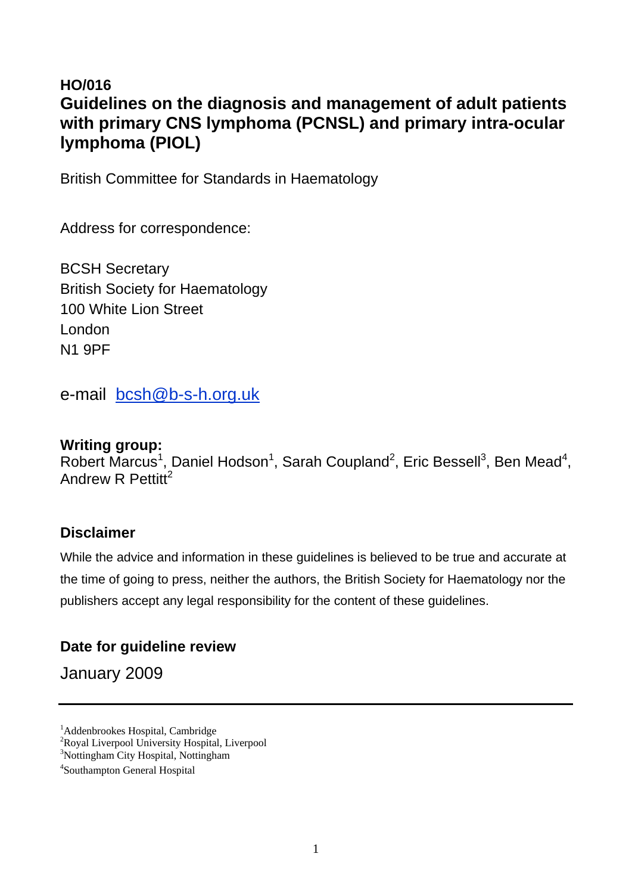**HO/016**

# Guidelines on the diagnosis and management of adult patients with primary CNS lymphoma (PCNSL) and primary intra-ocular lymphoma (PIOL)

British Committee for Standards in Haematology

Address for correspondence:

BCSH Secretary
British Society for Haematology
100 White Lion Street
London
N1 9PF

e-mail bcsh@b-s-h.org.uk

**Writing group:**
Robert Marcus[1], Daniel Hodson[1], Sarah Coupland[2], Eric Bessell[3], Ben Mead[4], Andrew R Pettitt[2]

## Disclaimer

While the advice and information in these guidelines is believed to be true and accurate at the time of going to press, neither the authors, the British Society for Haematology nor the publishers accept any legal responsibility for the content of these guidelines.

## Date for guideline review

January 2009

---

[1]Addenbrookes Hospital, Cambridge
[2]Royal Liverpool University Hospital, Liverpool
[3]Nottingham City Hospital, Nottingham
[4]Southampton General Hospital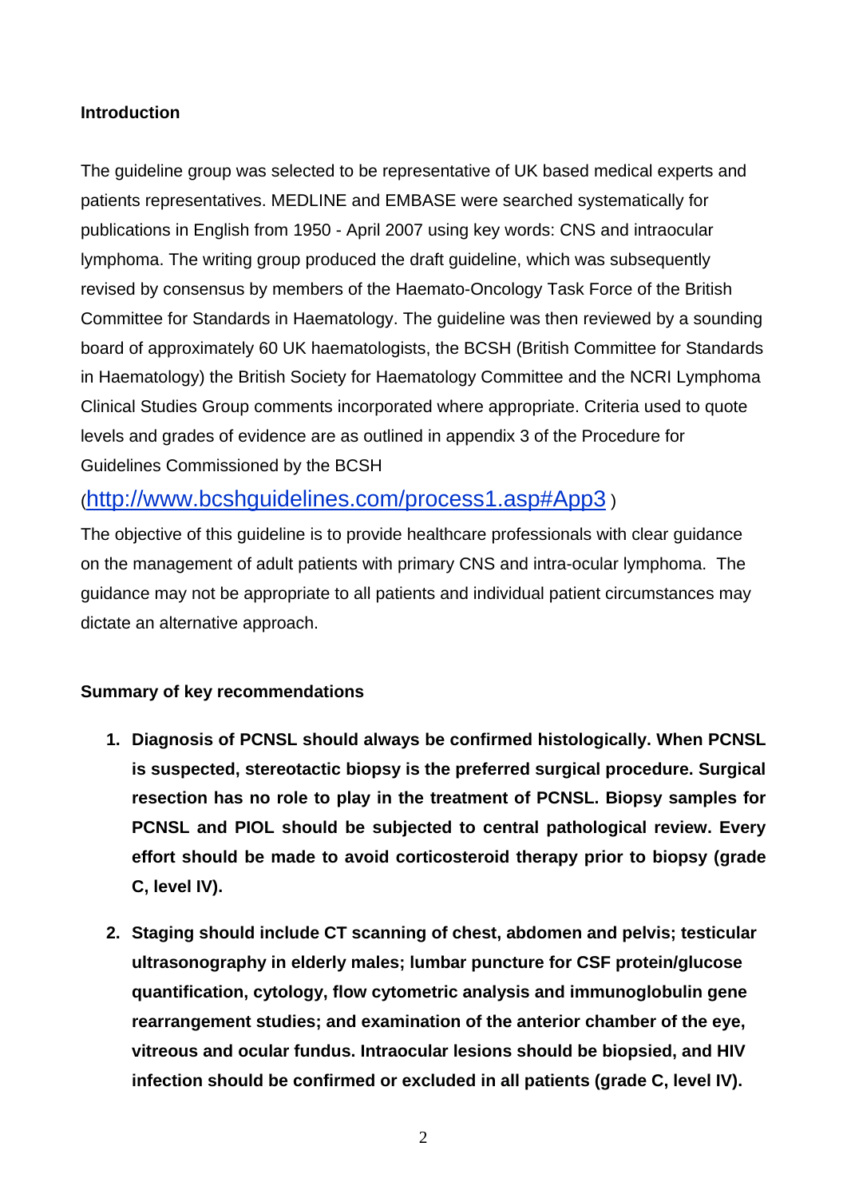**Introduction**

The guideline group was selected to be representative of UK based medical experts and patients representatives. MEDLINE and EMBASE were searched systematically for publications in English from 1950 - April 2007 using key words: CNS and intraocular lymphoma. The writing group produced the draft guideline, which was subsequently revised by consensus by members of the Haemato-Oncology Task Force of the British Committee for Standards in Haematology. The guideline was then reviewed by a sounding board of approximately 60 UK haematologists, the BCSH (British Committee for Standards in Haematology) the British Society for Haematology Committee and the NCRI Lymphoma Clinical Studies Group comments incorporated where appropriate. Criteria used to quote levels and grades of evidence are as outlined in appendix 3 of the Procedure for Guidelines Commissioned by the BCSH (http://www.bcshguidelines.com/process1.asp#App3 )

The objective of this guideline is to provide healthcare professionals with clear guidance on the management of adult patients with primary CNS and intra-ocular lymphoma. The guidance may not be appropriate to all patients and individual patient circumstances may dictate an alternative approach.

**Summary of key recommendations**

1. **Diagnosis of PCNSL should always be confirmed histologically. When PCNSL is suspected, stereotactic biopsy is the preferred surgical procedure. Surgical resection has no role to play in the treatment of PCNSL. Biopsy samples for PCNSL and PIOL should be subjected to central pathological review. Every effort should be made to avoid corticosteroid therapy prior to biopsy (grade C, level IV).**

2. **Staging should include CT scanning of chest, abdomen and pelvis; testicular ultrasonography in elderly males; lumbar puncture for CSF protein/glucose quantification, cytology, flow cytometric analysis and immunoglobulin gene rearrangement studies; and examination of the anterior chamber of the eye, vitreous and ocular fundus. Intraocular lesions should be biopsied, and HIV infection should be confirmed or excluded in all patients (grade C, level IV).**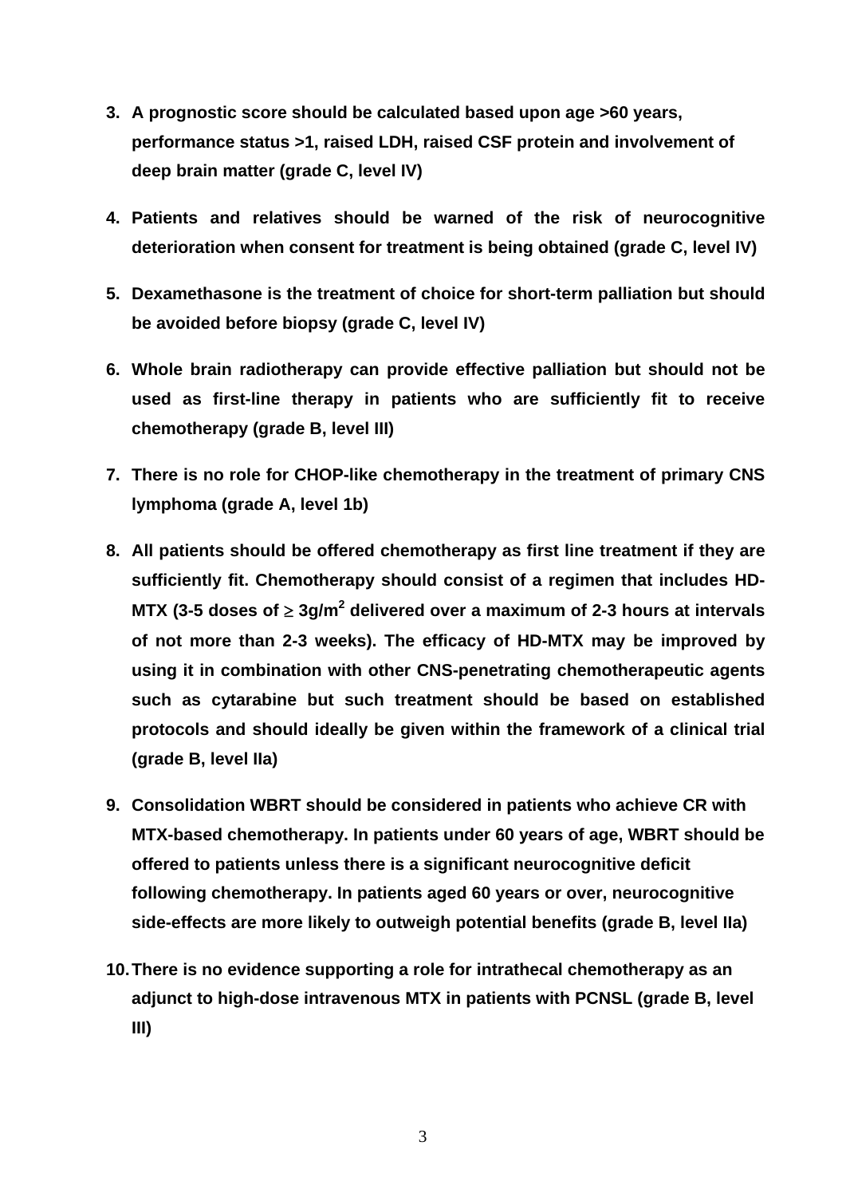3. **A prognostic score should be calculated based upon age >60 years, performance status >1, raised LDH, raised CSF protein and involvement of deep brain matter (grade C, level IV)**

4. **Patients and relatives should be warned of the risk of neurocognitive deterioration when consent for treatment is being obtained (grade C, level IV)**

5. **Dexamethasone is the treatment of choice for short-term palliation but should be avoided before biopsy (grade C, level IV)**

6. **Whole brain radiotherapy can provide effective palliation but should not be used as first-line therapy in patients who are sufficiently fit to receive chemotherapy (grade B, level III)**

7. **There is no role for CHOP-like chemotherapy in the treatment of primary CNS lymphoma (grade A, level 1b)**

8. **All patients should be offered chemotherapy as first line treatment if they are sufficiently fit. Chemotherapy should consist of a regimen that includes HD-MTX (3-5 doses of $\geq$ 3g/m$^2$ delivered over a maximum of 2-3 hours at intervals of not more than 2-3 weeks). The efficacy of HD-MTX may be improved by using it in combination with other CNS-penetrating chemotherapeutic agents such as cytarabine but such treatment should be based on established protocols and should ideally be given within the framework of a clinical trial (grade B, level IIa)**

9. **Consolidation WBRT should be considered in patients who achieve CR with MTX-based chemotherapy. In patients under 60 years of age, WBRT should be offered to patients unless there is a significant neurocognitive deficit following chemotherapy. In patients aged 60 years or over, neurocognitive side-effects are more likely to outweigh potential benefits (grade B, level IIa)**

10. **There is no evidence supporting a role for intrathecal chemotherapy as an adjunct to high-dose intravenous MTX in patients with PCNSL (grade B, level III)**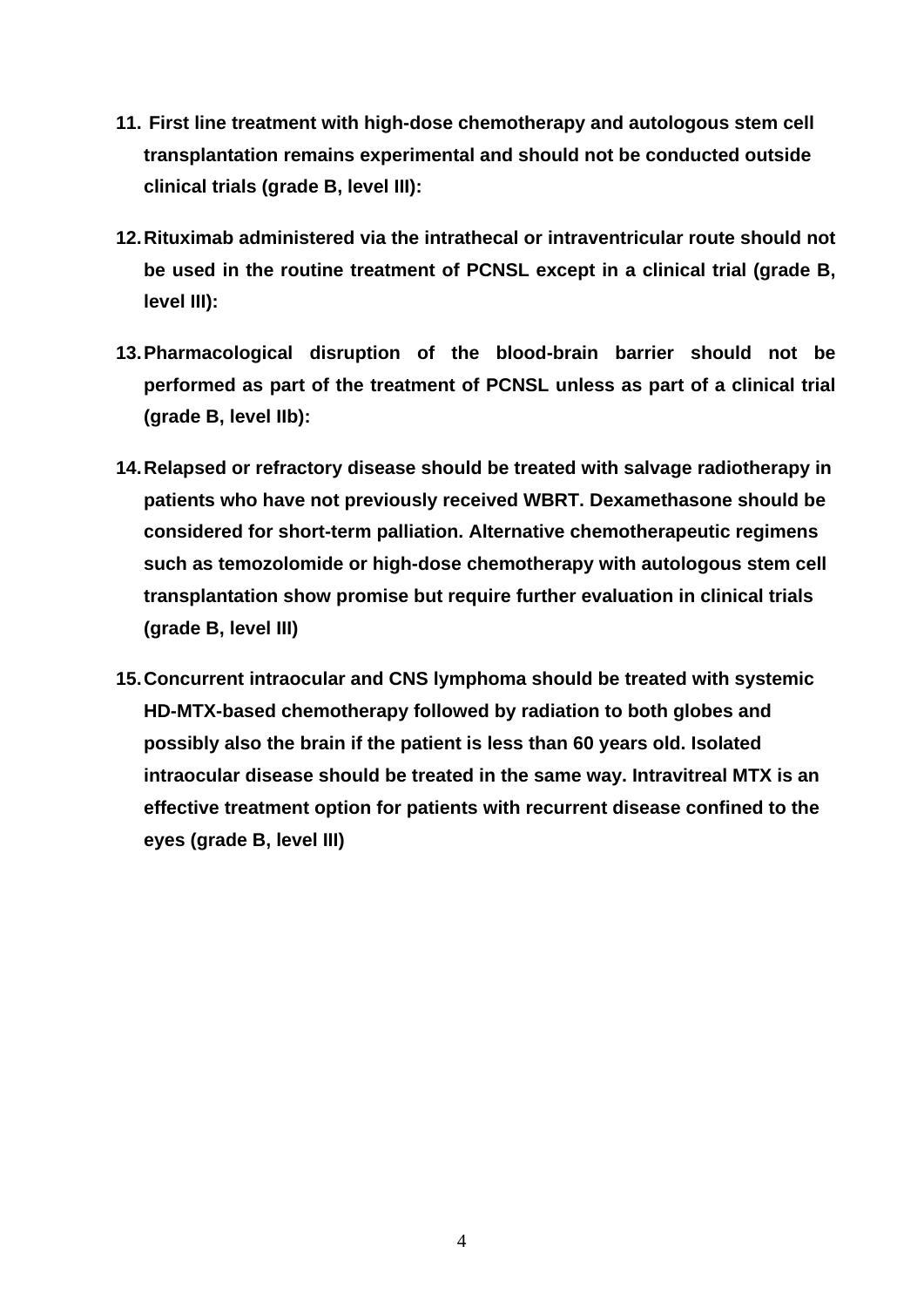11. **First line treatment with high-dose chemotherapy and autologous stem cell transplantation remains experimental and should not be conducted outside clinical trials (grade B, level III):**

12. **Rituximab administered via the intrathecal or intraventricular route should not be used in the routine treatment of PCNSL except in a clinical trial (grade B, level III):**

13. **Pharmacological disruption of the blood-brain barrier should not be performed as part of the treatment of PCNSL unless as part of a clinical trial (grade B, level IIb):**

14. **Relapsed or refractory disease should be treated with salvage radiotherapy in patients who have not previously received WBRT. Dexamethasone should be considered for short-term palliation. Alternative chemotherapeutic regimens such as temozolomide or high-dose chemotherapy with autologous stem cell transplantation show promise but require further evaluation in clinical trials (grade B, level III)**

15. **Concurrent intraocular and CNS lymphoma should be treated with systemic HD-MTX-based chemotherapy followed by radiation to both globes and possibly also the brain if the patient is less than 60 years old. Isolated intraocular disease should be treated in the same way. Intravitreal MTX is an effective treatment option for patients with recurrent disease confined to the eyes (grade B, level III)**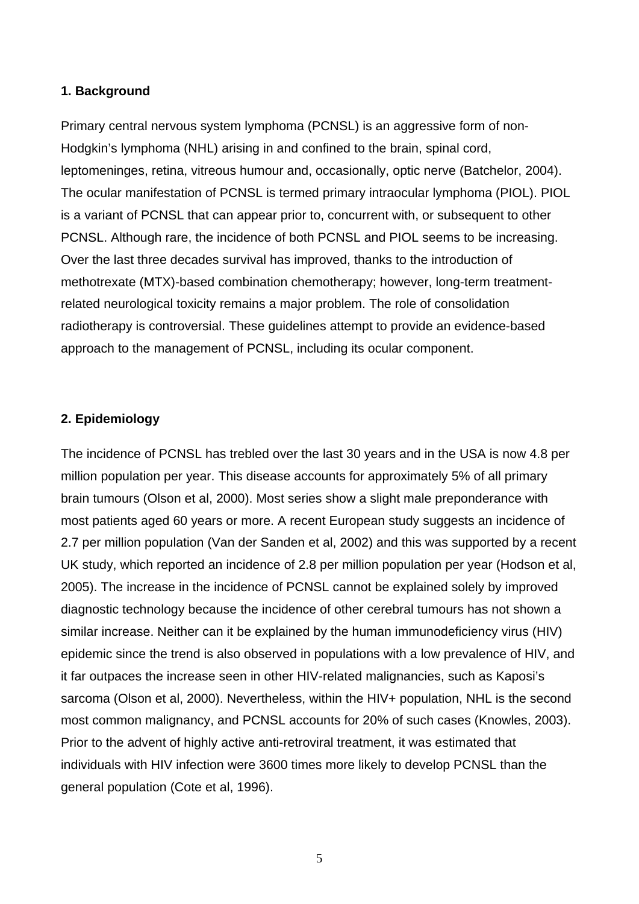## 1. Background

Primary central nervous system lymphoma (PCNSL) is an aggressive form of non-Hodgkin's lymphoma (NHL) arising in and confined to the brain, spinal cord, leptomeninges, retina, vitreous humour and, occasionally, optic nerve (Batchelor, 2004). The ocular manifestation of PCNSL is termed primary intraocular lymphoma (PIOL). PIOL is a variant of PCNSL that can appear prior to, concurrent with, or subsequent to other PCNSL. Although rare, the incidence of both PCNSL and PIOL seems to be increasing. Over the last three decades survival has improved, thanks to the introduction of methotrexate (MTX)-based combination chemotherapy; however, long-term treatment-related neurological toxicity remains a major problem. The role of consolidation radiotherapy is controversial. These guidelines attempt to provide an evidence-based approach to the management of PCNSL, including its ocular component.

## 2. Epidemiology

The incidence of PCNSL has trebled over the last 30 years and in the USA is now 4.8 per million population per year. This disease accounts for approximately 5% of all primary brain tumours (Olson et al, 2000). Most series show a slight male preponderance with most patients aged 60 years or more. A recent European study suggests an incidence of 2.7 per million population (Van der Sanden et al, 2002) and this was supported by a recent UK study, which reported an incidence of 2.8 per million population per year (Hodson et al, 2005). The increase in the incidence of PCNSL cannot be explained solely by improved diagnostic technology because the incidence of other cerebral tumours has not shown a similar increase. Neither can it be explained by the human immunodeficiency virus (HIV) epidemic since the trend is also observed in populations with a low prevalence of HIV, and it far outpaces the increase seen in other HIV-related malignancies, such as Kaposi's sarcoma (Olson et al, 2000). Nevertheless, within the HIV+ population, NHL is the second most common malignancy, and PCNSL accounts for 20% of such cases (Knowles, 2003). Prior to the advent of highly active anti-retroviral treatment, it was estimated that individuals with HIV infection were 3600 times more likely to develop PCNSL than the general population (Cote et al, 1996).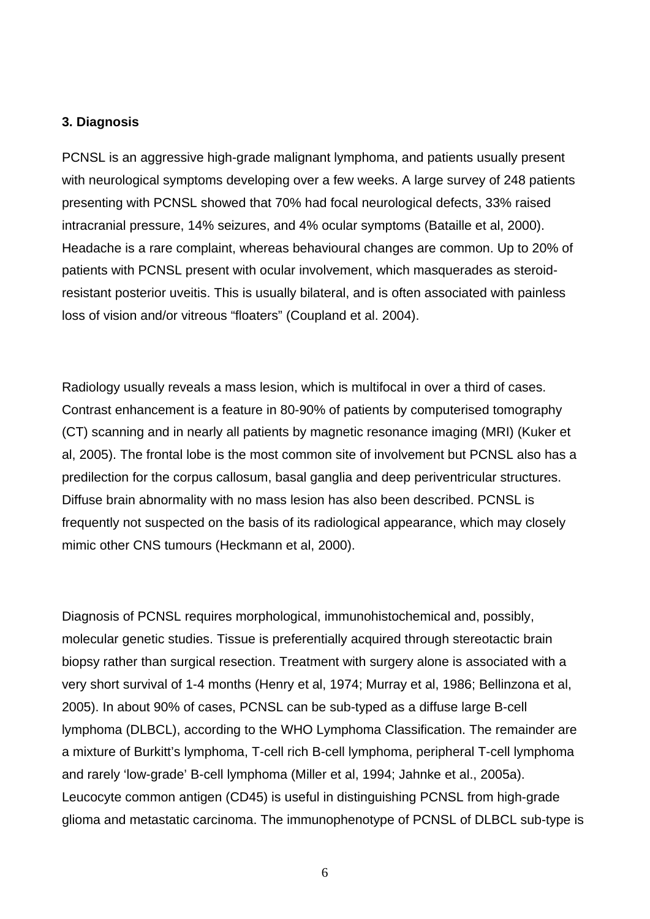**3. Diagnosis**

PCNSL is an aggressive high-grade malignant lymphoma, and patients usually present with neurological symptoms developing over a few weeks. A large survey of 248 patients presenting with PCNSL showed that 70% had focal neurological defects, 33% raised intracranial pressure, 14% seizures, and 4% ocular symptoms (Bataille et al, 2000). Headache is a rare complaint, whereas behavioural changes are common. Up to 20% of patients with PCNSL present with ocular involvement, which masquerades as steroid-resistant posterior uveitis. This is usually bilateral, and is often associated with painless loss of vision and/or vitreous "floaters" (Coupland et al. 2004).

Radiology usually reveals a mass lesion, which is multifocal in over a third of cases. Contrast enhancement is a feature in 80-90% of patients by computerised tomography (CT) scanning and in nearly all patients by magnetic resonance imaging (MRI) (Kuker et al, 2005). The frontal lobe is the most common site of involvement but PCNSL also has a predilection for the corpus callosum, basal ganglia and deep periventricular structures. Diffuse brain abnormality with no mass lesion has also been described. PCNSL is frequently not suspected on the basis of its radiological appearance, which may closely mimic other CNS tumours (Heckmann et al, 2000).

Diagnosis of PCNSL requires morphological, immunohistochemical and, possibly, molecular genetic studies. Tissue is preferentially acquired through stereotactic brain biopsy rather than surgical resection. Treatment with surgery alone is associated with a very short survival of 1-4 months (Henry et al, 1974; Murray et al, 1986; Bellinzona et al, 2005). In about 90% of cases, PCNSL can be sub-typed as a diffuse large B-cell lymphoma (DLBCL), according to the WHO Lymphoma Classification. The remainder are a mixture of Burkitt's lymphoma, T-cell rich B-cell lymphoma, peripheral T-cell lymphoma and rarely 'low-grade' B-cell lymphoma (Miller et al, 1994; Jahnke et al., 2005a). Leucocyte common antigen (CD45) is useful in distinguishing PCNSL from high-grade glioma and metastatic carcinoma. The immunophenotype of PCNSL of DLBCL sub-type is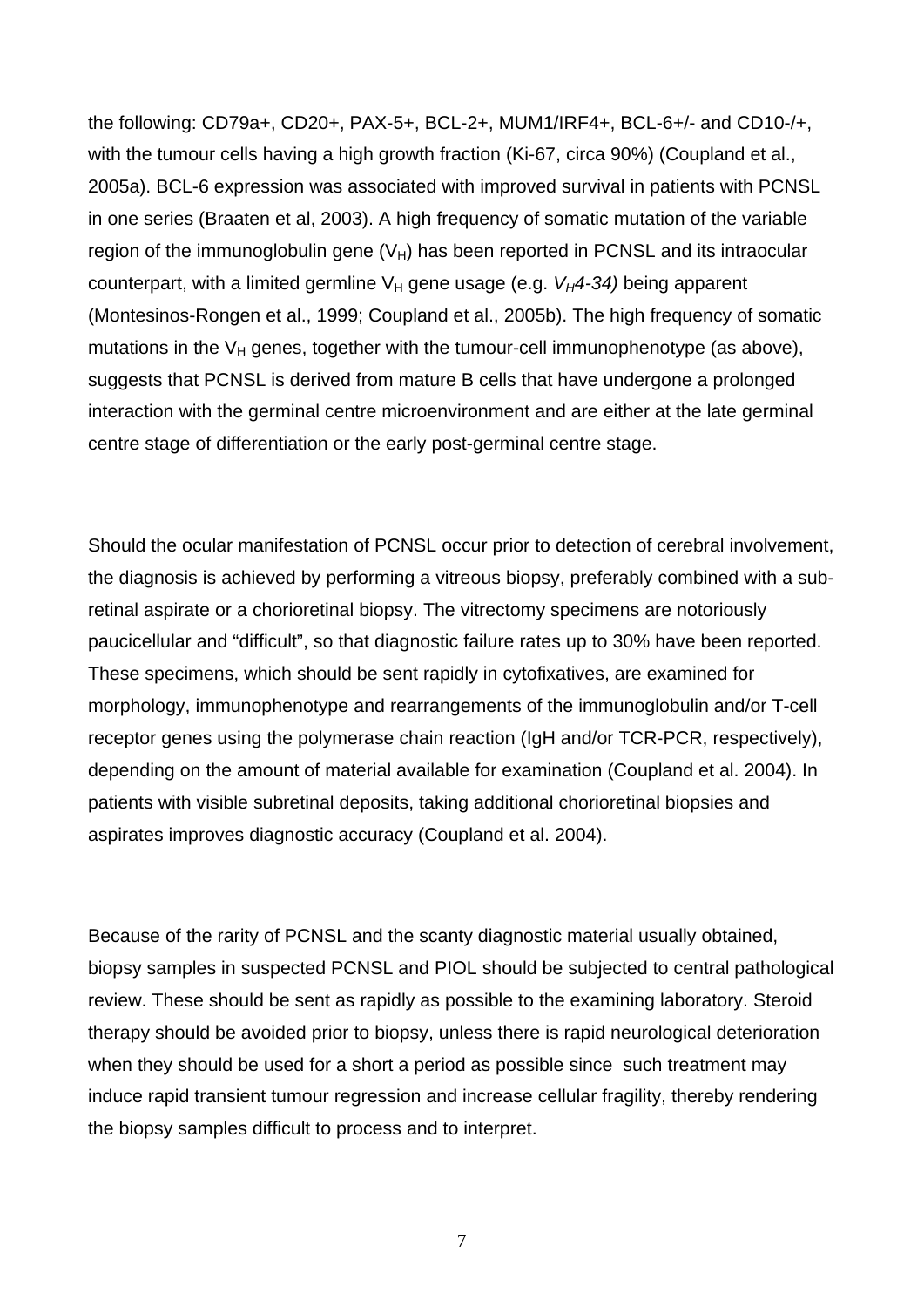the following: CD79a+, CD20+, PAX-5+, BCL-2+, MUM1/IRF4+, BCL-6+/- and CD10-/+, with the tumour cells having a high growth fraction (Ki-67, circa 90%) (Coupland et al., 2005a). BCL-6 expression was associated with improved survival in patients with PCNSL in one series (Braaten et al, 2003). A high frequency of somatic mutation of the variable region of the immunoglobulin gene ($V_H$) has been reported in PCNSL and its intraocular counterpart, with a limited germline $V_H$ gene usage (e.g. *$V_H$4-34)* being apparent (Montesinos-Rongen et al., 1999; Coupland et al., 2005b). The high frequency of somatic mutations in the $V_H$ genes, together with the tumour-cell immunophenotype (as above), suggests that PCNSL is derived from mature B cells that have undergone a prolonged interaction with the germinal centre microenvironment and are either at the late germinal centre stage of differentiation or the early post-germinal centre stage.

Should the ocular manifestation of PCNSL occur prior to detection of cerebral involvement, the diagnosis is achieved by performing a vitreous biopsy, preferably combined with a sub-retinal aspirate or a chorioretinal biopsy. The vitrectomy specimens are notoriously paucicellular and "difficult", so that diagnostic failure rates up to 30% have been reported. These specimens, which should be sent rapidly in cytofixatives, are examined for morphology, immunophenotype and rearrangements of the immunoglobulin and/or T-cell receptor genes using the polymerase chain reaction (IgH and/or TCR-PCR, respectively), depending on the amount of material available for examination (Coupland et al. 2004). In patients with visible subretinal deposits, taking additional chorioretinal biopsies and aspirates improves diagnostic accuracy (Coupland et al. 2004).

Because of the rarity of PCNSL and the scanty diagnostic material usually obtained, biopsy samples in suspected PCNSL and PIOL should be subjected to central pathological review. These should be sent as rapidly as possible to the examining laboratory. Steroid therapy should be avoided prior to biopsy, unless there is rapid neurological deterioration when they should be used for a short a period as possible since such treatment may induce rapid transient tumour regression and increase cellular fragility, thereby rendering the biopsy samples difficult to process and to interpret.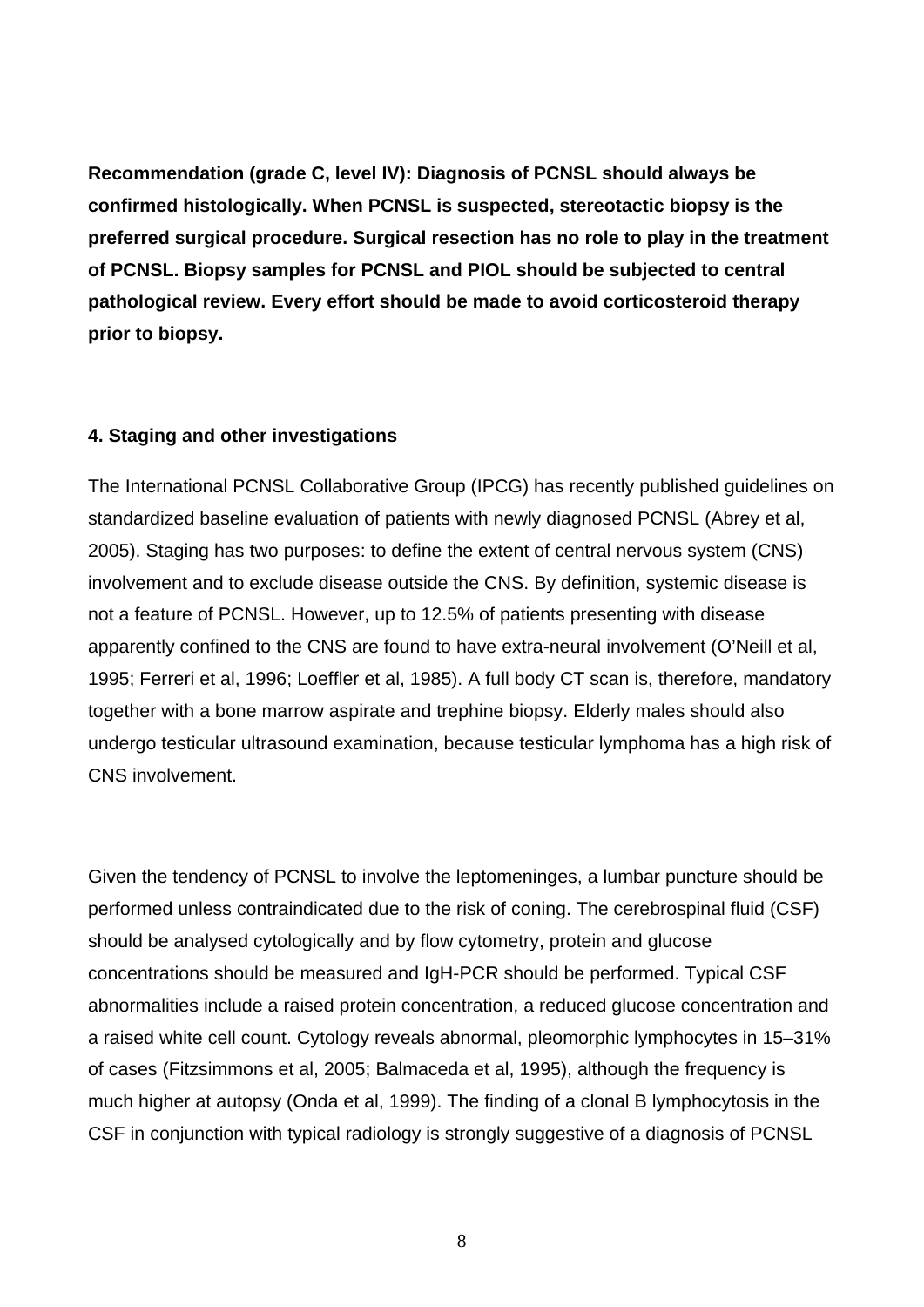**Recommendation (grade C, level IV): Diagnosis of PCNSL should always be confirmed histologically. When PCNSL is suspected, stereotactic biopsy is the preferred surgical procedure. Surgical resection has no role to play in the treatment of PCNSL. Biopsy samples for PCNSL and PIOL should be subjected to central pathological review. Every effort should be made to avoid corticosteroid therapy prior to biopsy.**

## 4. Staging and other investigations

The International PCNSL Collaborative Group (IPCG) has recently published guidelines on standardized baseline evaluation of patients with newly diagnosed PCNSL (Abrey et al, 2005). Staging has two purposes: to define the extent of central nervous system (CNS) involvement and to exclude disease outside the CNS. By definition, systemic disease is not a feature of PCNSL. However, up to 12.5% of patients presenting with disease apparently confined to the CNS are found to have extra-neural involvement (O'Neill et al, 1995; Ferreri et al, 1996; Loeffler et al, 1985). A full body CT scan is, therefore, mandatory together with a bone marrow aspirate and trephine biopsy. Elderly males should also undergo testicular ultrasound examination, because testicular lymphoma has a high risk of CNS involvement.

Given the tendency of PCNSL to involve the leptomeninges, a lumbar puncture should be performed unless contraindicated due to the risk of coning. The cerebrospinal fluid (CSF) should be analysed cytologically and by flow cytometry, protein and glucose concentrations should be measured and IgH-PCR should be performed. Typical CSF abnormalities include a raised protein concentration, a reduced glucose concentration and a raised white cell count. Cytology reveals abnormal, pleomorphic lymphocytes in 15–31% of cases (Fitzsimmons et al, 2005; Balmaceda et al, 1995), although the frequency is much higher at autopsy (Onda et al, 1999). The finding of a clonal B lymphocytosis in the CSF in conjunction with typical radiology is strongly suggestive of a diagnosis of PCNSL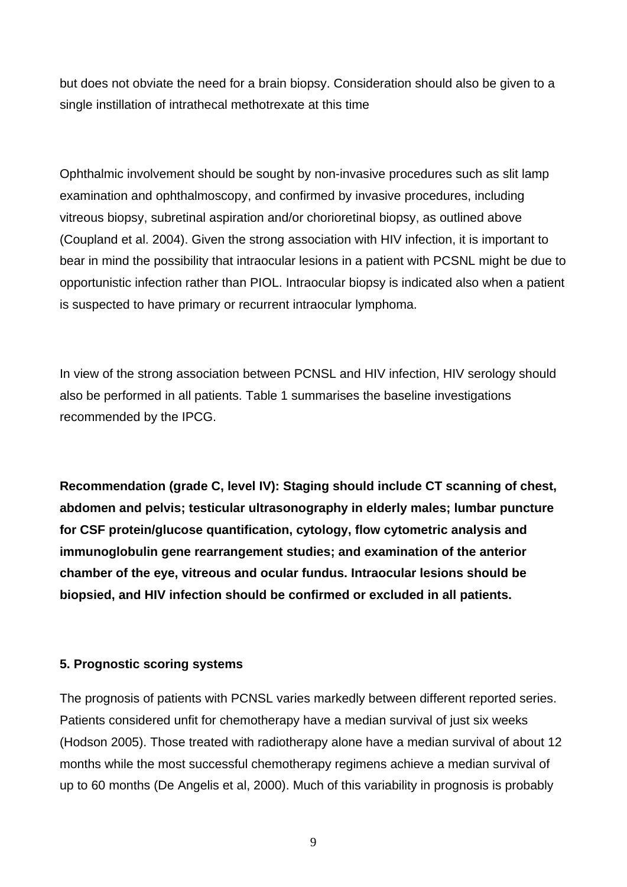but does not obviate the need for a brain biopsy. Consideration should also be given to a single instillation of intrathecal methotrexate at this time

Ophthalmic involvement should be sought by non-invasive procedures such as slit lamp examination and ophthalmoscopy, and confirmed by invasive procedures, including vitreous biopsy, subretinal aspiration and/or chorioretinal biopsy, as outlined above (Coupland et al. 2004). Given the strong association with HIV infection, it is important to bear in mind the possibility that intraocular lesions in a patient with PCSNL might be due to opportunistic infection rather than PIOL. Intraocular biopsy is indicated also when a patient is suspected to have primary or recurrent intraocular lymphoma.

In view of the strong association between PCNSL and HIV infection, HIV serology should also be performed in all patients. Table 1 summarises the baseline investigations recommended by the IPCG.

**Recommendation (grade C, level IV): Staging should include CT scanning of chest, abdomen and pelvis; testicular ultrasonography in elderly males; lumbar puncture for CSF protein/glucose quantification, cytology, flow cytometric analysis and immunoglobulin gene rearrangement studies; and examination of the anterior chamber of the eye, vitreous and ocular fundus. Intraocular lesions should be biopsied, and HIV infection should be confirmed or excluded in all patients.**

## 5. Prognostic scoring systems

The prognosis of patients with PCNSL varies markedly between different reported series. Patients considered unfit for chemotherapy have a median survival of just six weeks (Hodson 2005). Those treated with radiotherapy alone have a median survival of about 12 months while the most successful chemotherapy regimens achieve a median survival of up to 60 months (De Angelis et al, 2000). Much of this variability in prognosis is probably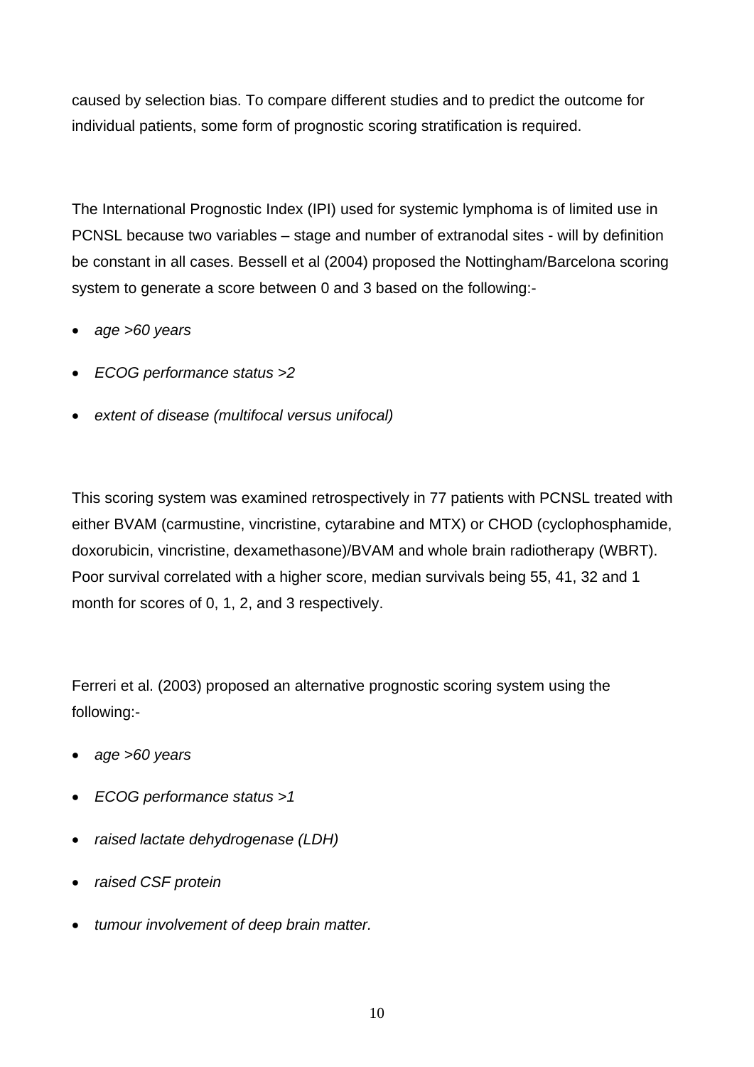caused by selection bias. To compare different studies and to predict the outcome for individual patients, some form of prognostic scoring stratification is required.

The International Prognostic Index (IPI) used for systemic lymphoma is of limited use in PCNSL because two variables – stage and number of extranodal sites - will by definition be constant in all cases. Bessell et al (2004) proposed the Nottingham/Barcelona scoring system to generate a score between 0 and 3 based on the following:-

- *age >60 years*
- *ECOG performance status >2*
- *extent of disease (multifocal versus unifocal)*

This scoring system was examined retrospectively in 77 patients with PCNSL treated with either BVAM (carmustine, vincristine, cytarabine and MTX) or CHOD (cyclophosphamide, doxorubicin, vincristine, dexamethasone)/BVAM and whole brain radiotherapy (WBRT). Poor survival correlated with a higher score, median survivals being 55, 41, 32 and 1 month for scores of 0, 1, 2, and 3 respectively.

Ferreri et al. (2003) proposed an alternative prognostic scoring system using the following:-

- *age >60 years*
- *ECOG performance status >1*
- *raised lactate dehydrogenase (LDH)*
- *raised CSF protein*
- *tumour involvement of deep brain matter.*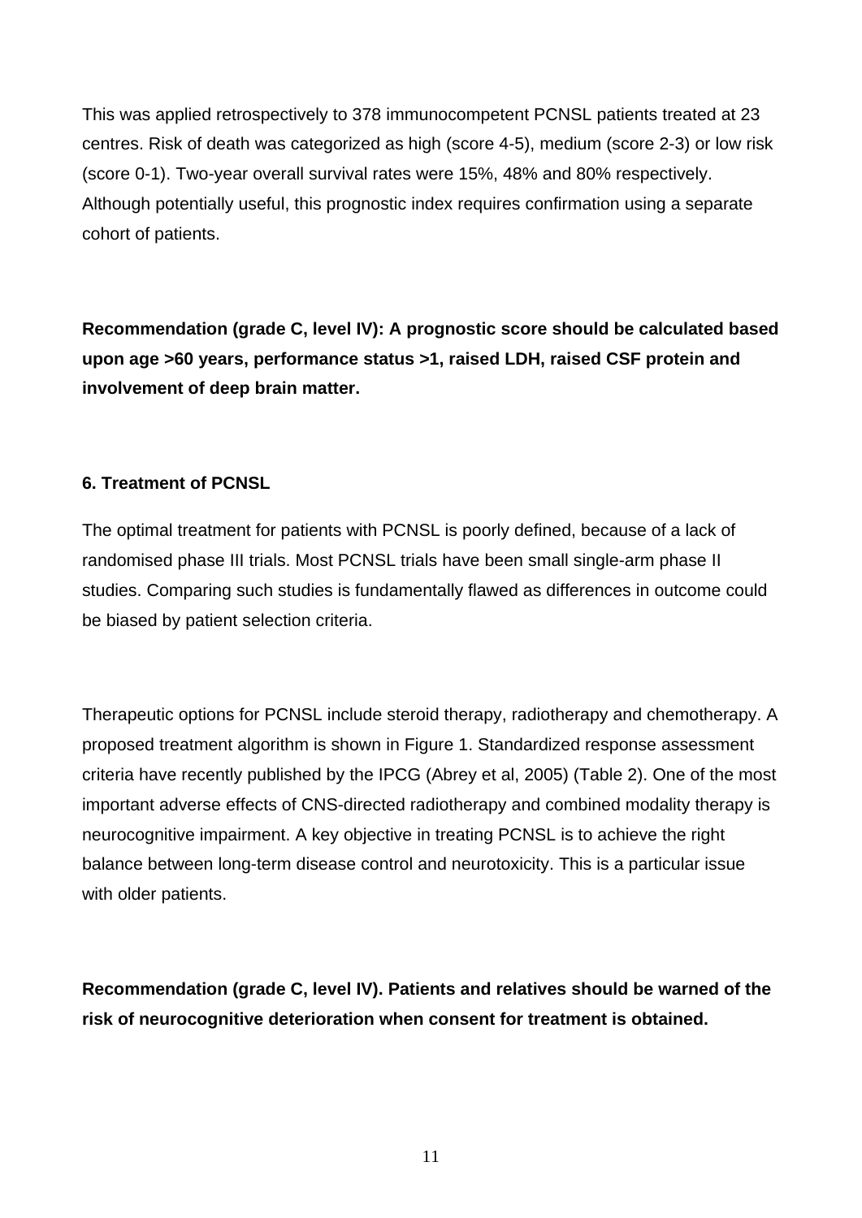This was applied retrospectively to 378 immunocompetent PCNSL patients treated at 23 centres. Risk of death was categorized as high (score 4-5), medium (score 2-3) or low risk (score 0-1). Two-year overall survival rates were 15%, 48% and 80% respectively. Although potentially useful, this prognostic index requires confirmation using a separate cohort of patients.

**Recommendation (grade C, level IV): A prognostic score should be calculated based upon age >60 years, performance status >1, raised LDH, raised CSF protein and involvement of deep brain matter.**

## 6. Treatment of PCNSL

The optimal treatment for patients with PCNSL is poorly defined, because of a lack of randomised phase III trials. Most PCNSL trials have been small single-arm phase II studies. Comparing such studies is fundamentally flawed as differences in outcome could be biased by patient selection criteria.

Therapeutic options for PCNSL include steroid therapy, radiotherapy and chemotherapy. A proposed treatment algorithm is shown in Figure 1. Standardized response assessment criteria have recently published by the IPCG (Abrey et al, 2005) (Table 2). One of the most important adverse effects of CNS-directed radiotherapy and combined modality therapy is neurocognitive impairment. A key objective in treating PCNSL is to achieve the right balance between long-term disease control and neurotoxicity. This is a particular issue with older patients.

**Recommendation (grade C, level IV). Patients and relatives should be warned of the risk of neurocognitive deterioration when consent for treatment is obtained.**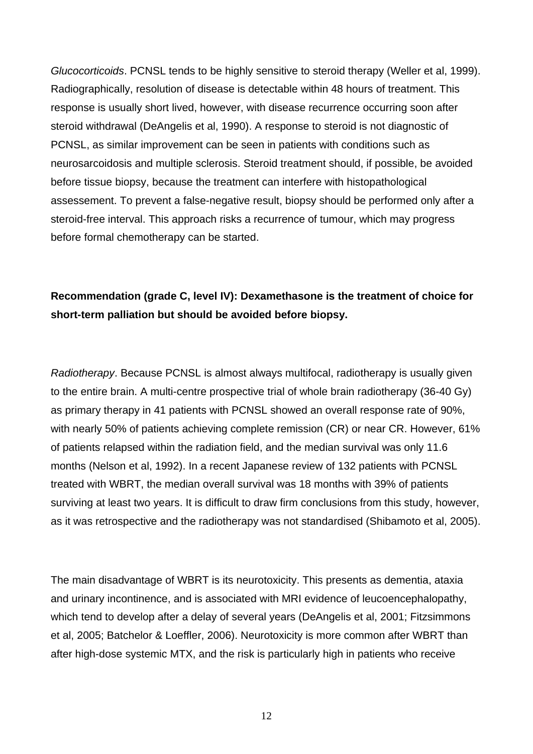*Glucocorticoids*. PCNSL tends to be highly sensitive to steroid therapy (Weller et al, 1999). Radiographically, resolution of disease is detectable within 48 hours of treatment. This response is usually short lived, however, with disease recurrence occurring soon after steroid withdrawal (DeAngelis et al, 1990). A response to steroid is not diagnostic of PCNSL, as similar improvement can be seen in patients with conditions such as neurosarcoidosis and multiple sclerosis. Steroid treatment should, if possible, be avoided before tissue biopsy, because the treatment can interfere with histopathological assessement. To prevent a false-negative result, biopsy should be performed only after a steroid-free interval. This approach risks a recurrence of tumour, which may progress before formal chemotherapy can be started.

**Recommendation (grade C, level IV): Dexamethasone is the treatment of choice for short-term palliation but should be avoided before biopsy.**

*Radiotherapy*. Because PCNSL is almost always multifocal, radiotherapy is usually given to the entire brain. A multi-centre prospective trial of whole brain radiotherapy (36-40 Gy) as primary therapy in 41 patients with PCNSL showed an overall response rate of 90%, with nearly 50% of patients achieving complete remission (CR) or near CR. However, 61% of patients relapsed within the radiation field, and the median survival was only 11.6 months (Nelson et al, 1992). In a recent Japanese review of 132 patients with PCNSL treated with WBRT, the median overall survival was 18 months with 39% of patients surviving at least two years. It is difficult to draw firm conclusions from this study, however, as it was retrospective and the radiotherapy was not standardised (Shibamoto et al, 2005).

The main disadvantage of WBRT is its neurotoxicity. This presents as dementia, ataxia and urinary incontinence, and is associated with MRI evidence of leucoencephalopathy, which tend to develop after a delay of several years (DeAngelis et al, 2001; Fitzsimmons et al, 2005; Batchelor & Loeffler, 2006). Neurotoxicity is more common after WBRT than after high-dose systemic MTX, and the risk is particularly high in patients who receive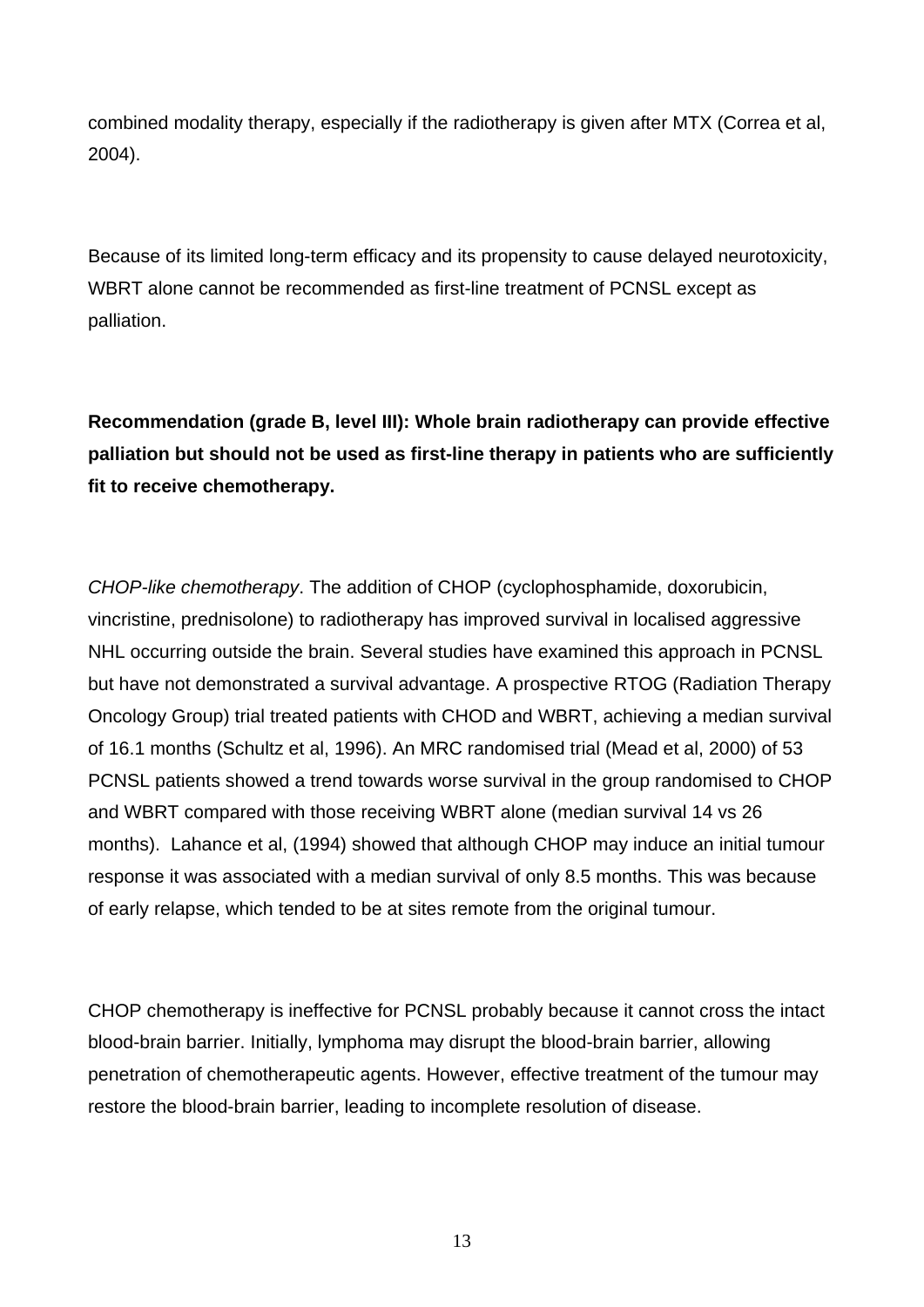combined modality therapy, especially if the radiotherapy is given after MTX (Correa et al, 2004).

Because of its limited long-term efficacy and its propensity to cause delayed neurotoxicity, WBRT alone cannot be recommended as first-line treatment of PCNSL except as palliation.

**Recommendation (grade B, level III): Whole brain radiotherapy can provide effective palliation but should not be used as first-line therapy in patients who are sufficiently fit to receive chemotherapy.**

*CHOP-like chemotherapy*. The addition of CHOP (cyclophosphamide, doxorubicin, vincristine, prednisolone) to radiotherapy has improved survival in localised aggressive NHL occurring outside the brain. Several studies have examined this approach in PCNSL but have not demonstrated a survival advantage. A prospective RTOG (Radiation Therapy Oncology Group) trial treated patients with CHOD and WBRT, achieving a median survival of 16.1 months (Schultz et al, 1996). An MRC randomised trial (Mead et al, 2000) of 53 PCNSL patients showed a trend towards worse survival in the group randomised to CHOP and WBRT compared with those receiving WBRT alone (median survival 14 vs 26 months). Lahance et al, (1994) showed that although CHOP may induce an initial tumour response it was associated with a median survival of only 8.5 months. This was because of early relapse, which tended to be at sites remote from the original tumour.

CHOP chemotherapy is ineffective for PCNSL probably because it cannot cross the intact blood-brain barrier. Initially, lymphoma may disrupt the blood-brain barrier, allowing penetration of chemotherapeutic agents. However, effective treatment of the tumour may restore the blood-brain barrier, leading to incomplete resolution of disease.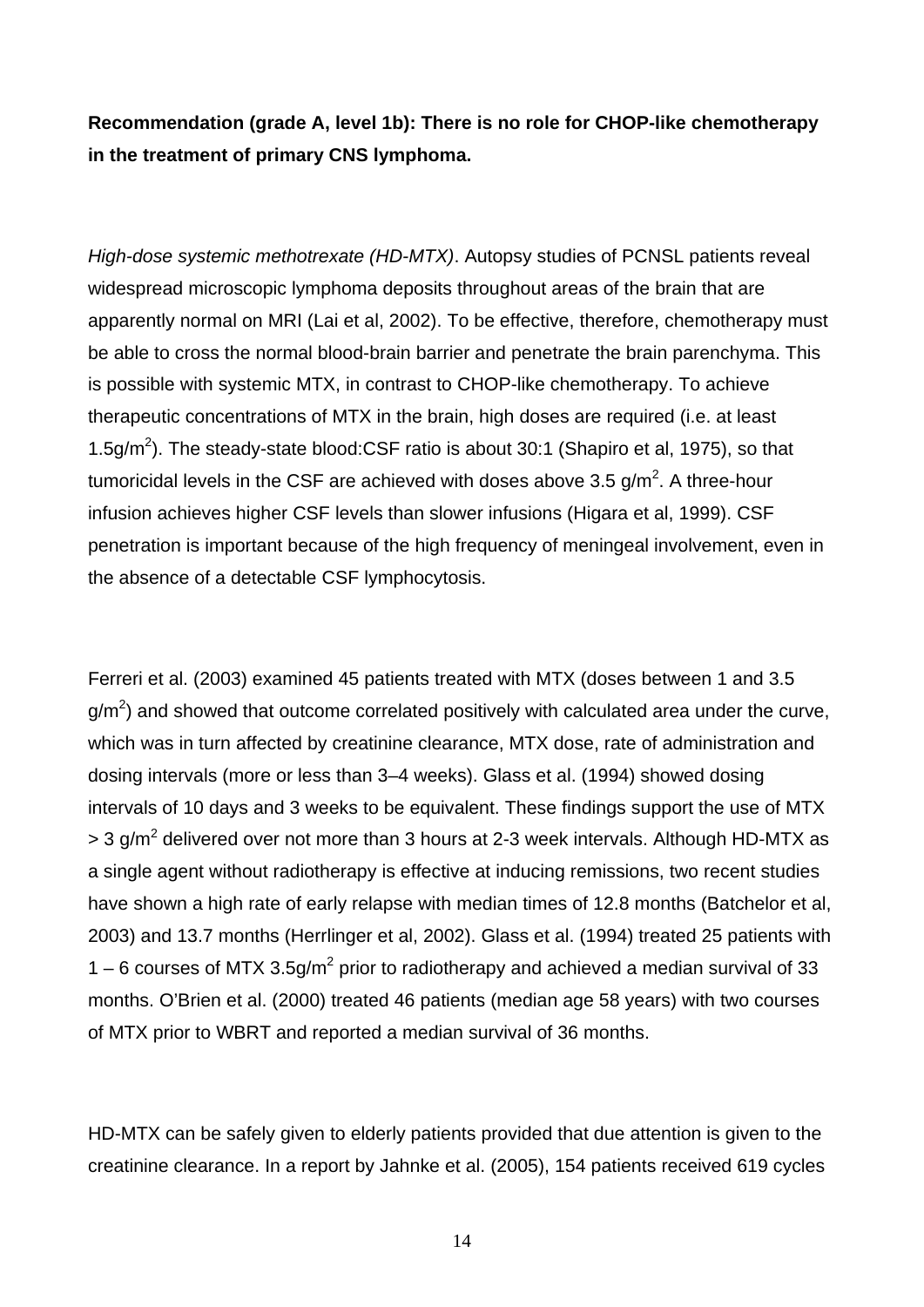**Recommendation (grade A, level 1b): There is no role for CHOP-like chemotherapy in the treatment of primary CNS lymphoma.**

*High-dose systemic methotrexate (HD-MTX)*. Autopsy studies of PCNSL patients reveal widespread microscopic lymphoma deposits throughout areas of the brain that are apparently normal on MRI (Lai et al, 2002). To be effective, therefore, chemotherapy must be able to cross the normal blood-brain barrier and penetrate the brain parenchyma. This is possible with systemic MTX, in contrast to CHOP-like chemotherapy. To achieve therapeutic concentrations of MTX in the brain, high doses are required (i.e. at least 1.5g/$m^2$). The steady-state blood:CSF ratio is about 30:1 (Shapiro et al, 1975), so that tumoricidal levels in the CSF are achieved with doses above 3.5 g/$m^2$. A three-hour infusion achieves higher CSF levels than slower infusions (Higara et al, 1999). CSF penetration is important because of the high frequency of meningeal involvement, even in the absence of a detectable CSF lymphocytosis.

Ferreri et al. (2003) examined 45 patients treated with MTX (doses between 1 and 3.5 g/$m^2$) and showed that outcome correlated positively with calculated area under the curve, which was in turn affected by creatinine clearance, MTX dose, rate of administration and dosing intervals (more or less than 3–4 weeks). Glass et al. (1994) showed dosing intervals of 10 days and 3 weeks to be equivalent. These findings support the use of MTX > 3 g/$m^2$ delivered over not more than 3 hours at 2-3 week intervals. Although HD-MTX as a single agent without radiotherapy is effective at inducing remissions, two recent studies have shown a high rate of early relapse with median times of 12.8 months (Batchelor et al, 2003) and 13.7 months (Herrlinger et al, 2002). Glass et al. (1994) treated 25 patients with 1 – 6 courses of MTX 3.5g/$m^2$ prior to radiotherapy and achieved a median survival of 33 months. O'Brien et al. (2000) treated 46 patients (median age 58 years) with two courses of MTX prior to WBRT and reported a median survival of 36 months.

HD-MTX can be safely given to elderly patients provided that due attention is given to the creatinine clearance. In a report by Jahnke et al. (2005), 154 patients received 619 cycles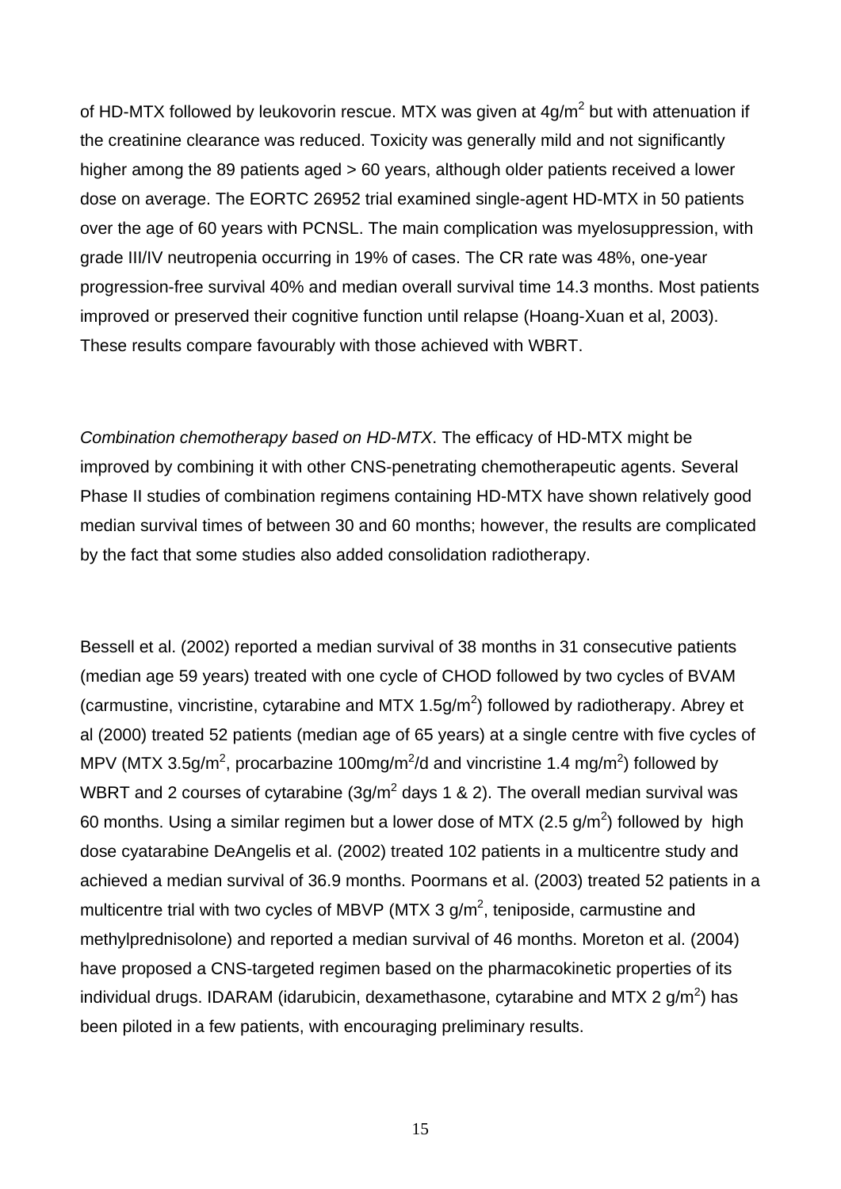of HD-MTX followed by leukovorin rescue. MTX was given at $4g/m^2$ but with attenuation if the creatinine clearance was reduced. Toxicity was generally mild and not significantly higher among the 89 patients aged > 60 years, although older patients received a lower dose on average. The EORTC 26952 trial examined single-agent HD-MTX in 50 patients over the age of 60 years with PCNSL. The main complication was myelosuppression, with grade III/IV neutropenia occurring in 19% of cases. The CR rate was 48%, one-year progression-free survival 40% and median overall survival time 14.3 months. Most patients improved or preserved their cognitive function until relapse (Hoang-Xuan et al, 2003). These results compare favourably with those achieved with WBRT.

*Combination chemotherapy based on HD-MTX*. The efficacy of HD-MTX might be improved by combining it with other CNS-penetrating chemotherapeutic agents. Several Phase II studies of combination regimens containing HD-MTX have shown relatively good median survival times of between 30 and 60 months; however, the results are complicated by the fact that some studies also added consolidation radiotherapy.

Bessell et al. (2002) reported a median survival of 38 months in 31 consecutive patients (median age 59 years) treated with one cycle of CHOD followed by two cycles of BVAM (carmustine, vincristine, cytarabine and MTX $1.5g/m^2$) followed by radiotherapy. Abrey et al (2000) treated 52 patients (median age of 65 years) at a single centre with five cycles of MPV (MTX $3.5g/m^2$, procarbazine $100mg/m^2/d$ and vincristine $1.4\ mg/m^2$) followed by WBRT and 2 courses of cytarabine ($3g/m^2$ days 1 & 2). The overall median survival was 60 months. Using a similar regimen but a lower dose of MTX ($2.5\ g/m^2$) followed by high dose cyatarabine DeAngelis et al. (2002) treated 102 patients in a multicentre study and achieved a median survival of 36.9 months. Poormans et al. (2003) treated 52 patients in a multicentre trial with two cycles of MBVP (MTX $3\ g/m^2$, teniposide, carmustine and methylprednisolone) and reported a median survival of 46 months. Moreton et al. (2004) have proposed a CNS-targeted regimen based on the pharmacokinetic properties of its individual drugs. IDARAM (idarubicin, dexamethasone, cytarabine and MTX $2\ g/m^2$) has been piloted in a few patients, with encouraging preliminary results.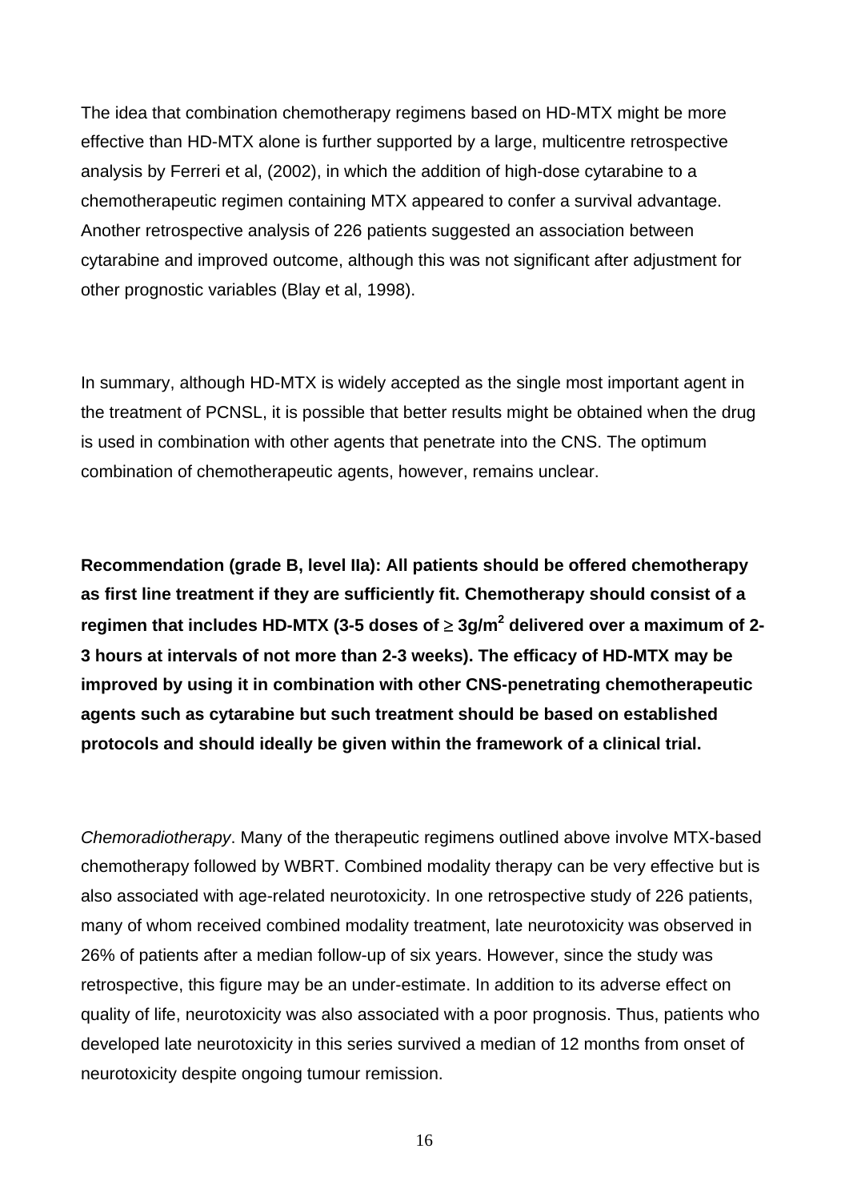The idea that combination chemotherapy regimens based on HD-MTX might be more effective than HD-MTX alone is further supported by a large, multicentre retrospective analysis by Ferreri et al, (2002), in which the addition of high-dose cytarabine to a chemotherapeutic regimen containing MTX appeared to confer a survival advantage. Another retrospective analysis of 226 patients suggested an association between cytarabine and improved outcome, although this was not significant after adjustment for other prognostic variables (Blay et al, 1998).

In summary, although HD-MTX is widely accepted as the single most important agent in the treatment of PCNSL, it is possible that better results might be obtained when the drug is used in combination with other agents that penetrate into the CNS. The optimum combination of chemotherapeutic agents, however, remains unclear.

**Recommendation (grade B, level IIa): All patients should be offered chemotherapy as first line treatment if they are sufficiently fit. Chemotherapy should consist of a regimen that includes HD-MTX (3-5 doses of ≥ 3g/m$^2$ delivered over a maximum of 2-3 hours at intervals of not more than 2-3 weeks). The efficacy of HD-MTX may be improved by using it in combination with other CNS-penetrating chemotherapeutic agents such as cytarabine but such treatment should be based on established protocols and should ideally be given within the framework of a clinical trial.**

*Chemoradiotherapy*. Many of the therapeutic regimens outlined above involve MTX-based chemotherapy followed by WBRT. Combined modality therapy can be very effective but is also associated with age-related neurotoxicity. In one retrospective study of 226 patients, many of whom received combined modality treatment, late neurotoxicity was observed in 26% of patients after a median follow-up of six years. However, since the study was retrospective, this figure may be an under-estimate. In addition to its adverse effect on quality of life, neurotoxicity was also associated with a poor prognosis. Thus, patients who developed late neurotoxicity in this series survived a median of 12 months from onset of neurotoxicity despite ongoing tumour remission.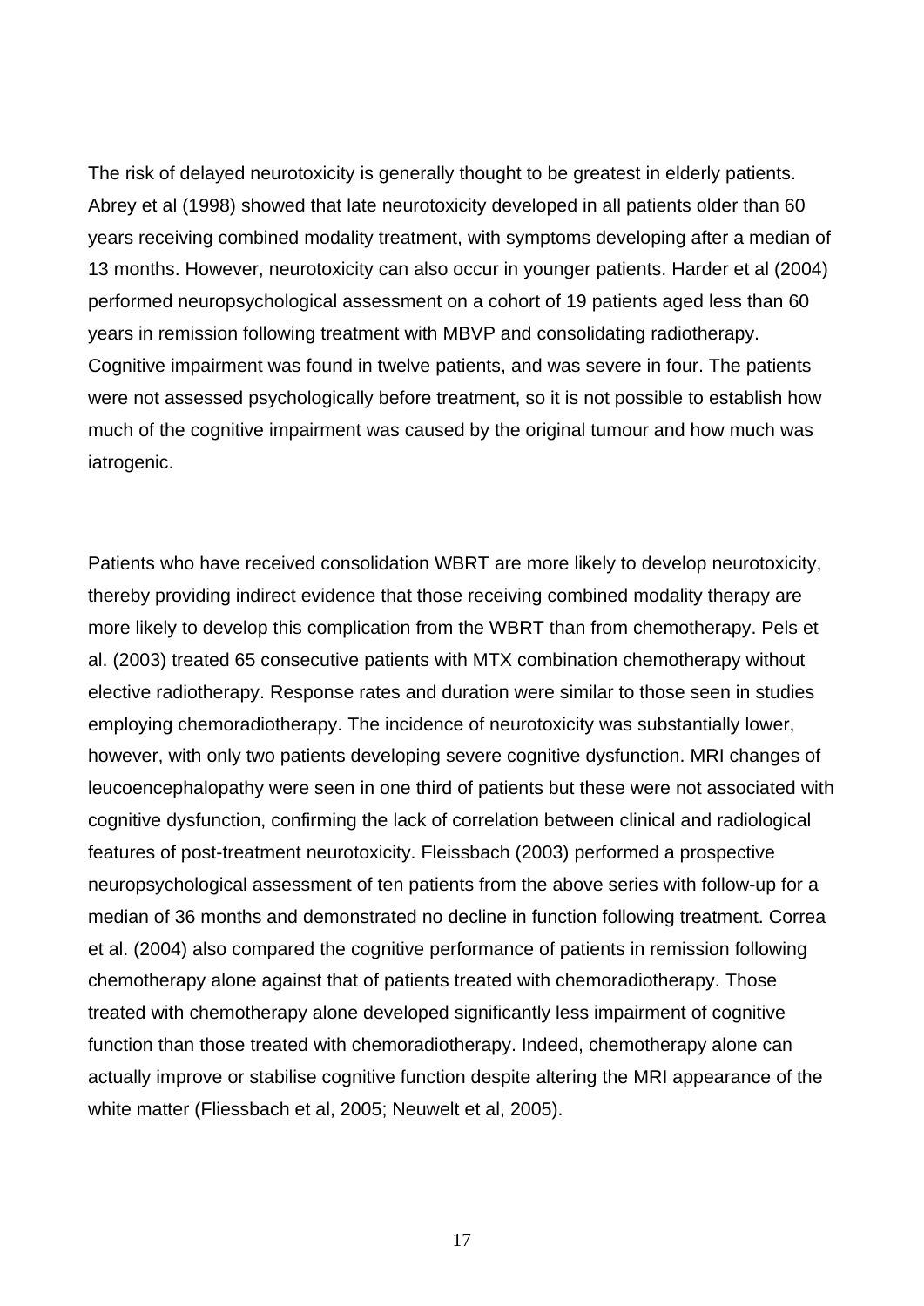The risk of delayed neurotoxicity is generally thought to be greatest in elderly patients. Abrey et al (1998) showed that late neurotoxicity developed in all patients older than 60 years receiving combined modality treatment, with symptoms developing after a median of 13 months. However, neurotoxicity can also occur in younger patients. Harder et al (2004) performed neuropsychological assessment on a cohort of 19 patients aged less than 60 years in remission following treatment with MBVP and consolidating radiotherapy. Cognitive impairment was found in twelve patients, and was severe in four. The patients were not assessed psychologically before treatment, so it is not possible to establish how much of the cognitive impairment was caused by the original tumour and how much was iatrogenic.

Patients who have received consolidation WBRT are more likely to develop neurotoxicity, thereby providing indirect evidence that those receiving combined modality therapy are more likely to develop this complication from the WBRT than from chemotherapy. Pels et al. (2003) treated 65 consecutive patients with MTX combination chemotherapy without elective radiotherapy. Response rates and duration were similar to those seen in studies employing chemoradiotherapy. The incidence of neurotoxicity was substantially lower, however, with only two patients developing severe cognitive dysfunction. MRI changes of leucoencephalopathy were seen in one third of patients but these were not associated with cognitive dysfunction, confirming the lack of correlation between clinical and radiological features of post-treatment neurotoxicity. Fleissbach (2003) performed a prospective neuropsychological assessment of ten patients from the above series with follow-up for a median of 36 months and demonstrated no decline in function following treatment. Correa et al. (2004) also compared the cognitive performance of patients in remission following chemotherapy alone against that of patients treated with chemoradiotherapy. Those treated with chemotherapy alone developed significantly less impairment of cognitive function than those treated with chemoradiotherapy. Indeed, chemotherapy alone can actually improve or stabilise cognitive function despite altering the MRI appearance of the white matter (Fliessbach et al, 2005; Neuwelt et al, 2005).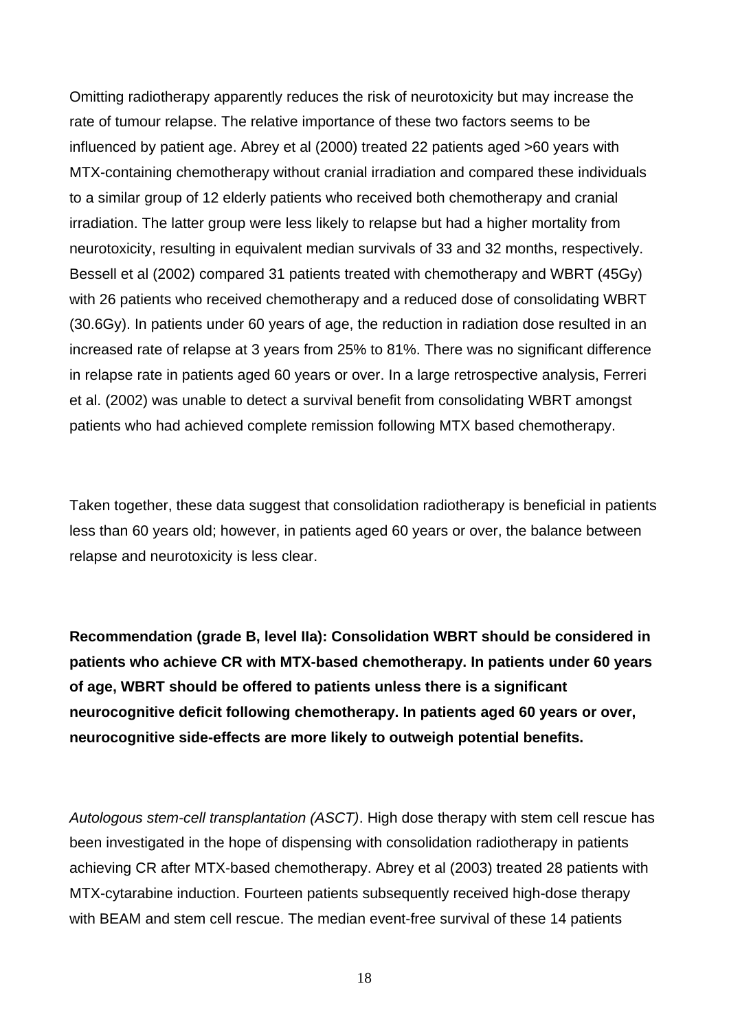Omitting radiotherapy apparently reduces the risk of neurotoxicity but may increase the rate of tumour relapse. The relative importance of these two factors seems to be influenced by patient age. Abrey et al (2000) treated 22 patients aged >60 years with MTX-containing chemotherapy without cranial irradiation and compared these individuals to a similar group of 12 elderly patients who received both chemotherapy and cranial irradiation. The latter group were less likely to relapse but had a higher mortality from neurotoxicity, resulting in equivalent median survivals of 33 and 32 months, respectively. Bessell et al (2002) compared 31 patients treated with chemotherapy and WBRT (45Gy) with 26 patients who received chemotherapy and a reduced dose of consolidating WBRT (30.6Gy). In patients under 60 years of age, the reduction in radiation dose resulted in an increased rate of relapse at 3 years from 25% to 81%. There was no significant difference in relapse rate in patients aged 60 years or over. In a large retrospective analysis, Ferreri et al. (2002) was unable to detect a survival benefit from consolidating WBRT amongst patients who had achieved complete remission following MTX based chemotherapy.

Taken together, these data suggest that consolidation radiotherapy is beneficial in patients less than 60 years old; however, in patients aged 60 years or over, the balance between relapse and neurotoxicity is less clear.

**Recommendation (grade B, level IIa): Consolidation WBRT should be considered in patients who achieve CR with MTX-based chemotherapy. In patients under 60 years of age, WBRT should be offered to patients unless there is a significant neurocognitive deficit following chemotherapy. In patients aged 60 years or over, neurocognitive side-effects are more likely to outweigh potential benefits.**

*Autologous stem-cell transplantation (ASCT)*. High dose therapy with stem cell rescue has been investigated in the hope of dispensing with consolidation radiotherapy in patients achieving CR after MTX-based chemotherapy. Abrey et al (2003) treated 28 patients with MTX-cytarabine induction. Fourteen patients subsequently received high-dose therapy with BEAM and stem cell rescue. The median event-free survival of these 14 patients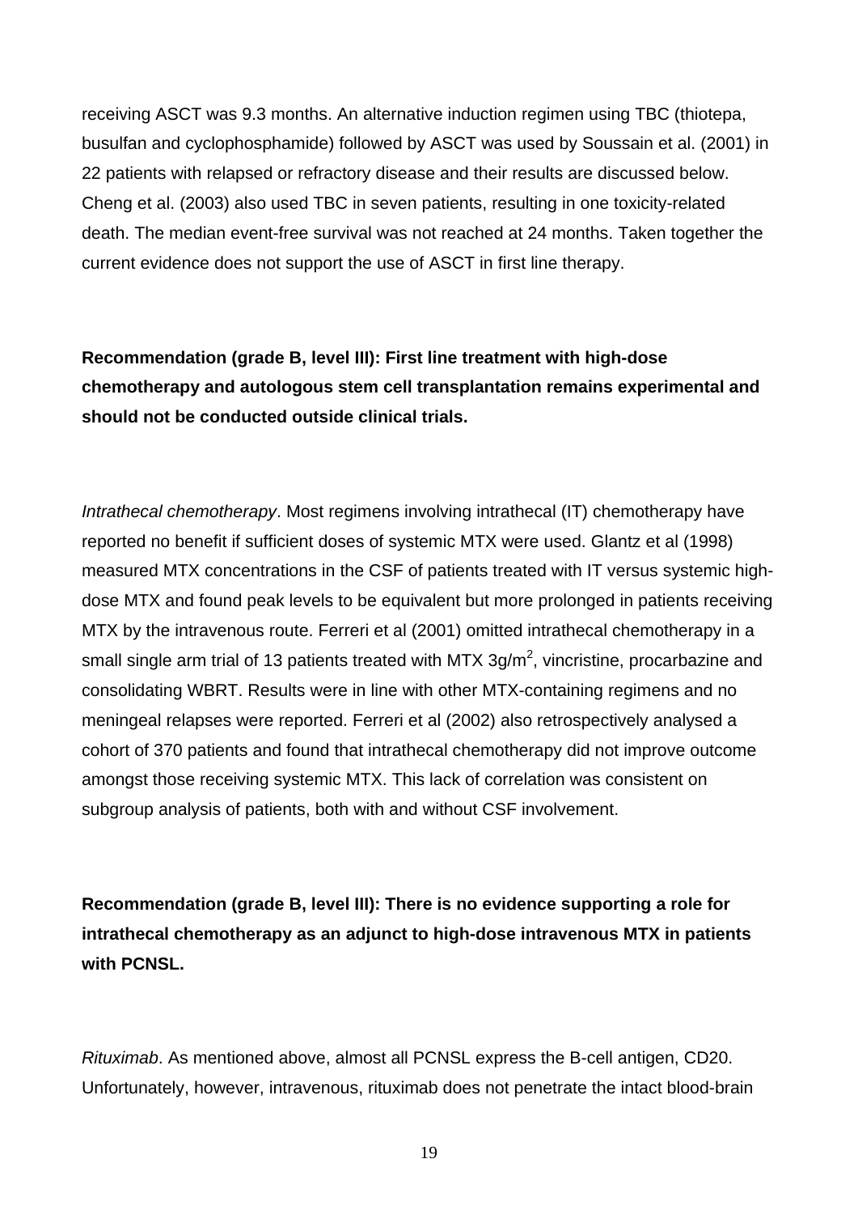receiving ASCT was 9.3 months. An alternative induction regimen using TBC (thiotepa, busulfan and cyclophosphamide) followed by ASCT was used by Soussain et al. (2001) in 22 patients with relapsed or refractory disease and their results are discussed below. Cheng et al. (2003) also used TBC in seven patients, resulting in one toxicity-related death. The median event-free survival was not reached at 24 months. Taken together the current evidence does not support the use of ASCT in first line therapy.

**Recommendation (grade B, level III): First line treatment with high-dose chemotherapy and autologous stem cell transplantation remains experimental and should not be conducted outside clinical trials.**

*Intrathecal chemotherapy*. Most regimens involving intrathecal (IT) chemotherapy have reported no benefit if sufficient doses of systemic MTX were used. Glantz et al (1998) measured MTX concentrations in the CSF of patients treated with IT versus systemic high-dose MTX and found peak levels to be equivalent but more prolonged in patients receiving MTX by the intravenous route. Ferreri et al (2001) omitted intrathecal chemotherapy in a small single arm trial of 13 patients treated with MTX 3g/m$^2$, vincristine, procarbazine and consolidating WBRT. Results were in line with other MTX-containing regimens and no meningeal relapses were reported. Ferreri et al (2002) also retrospectively analysed a cohort of 370 patients and found that intrathecal chemotherapy did not improve outcome amongst those receiving systemic MTX. This lack of correlation was consistent on subgroup analysis of patients, both with and without CSF involvement.

**Recommendation (grade B, level III): There is no evidence supporting a role for intrathecal chemotherapy as an adjunct to high-dose intravenous MTX in patients with PCNSL.**

*Rituximab*. As mentioned above, almost all PCNSL express the B-cell antigen, CD20. Unfortunately, however, intravenous, rituximab does not penetrate the intact blood-brain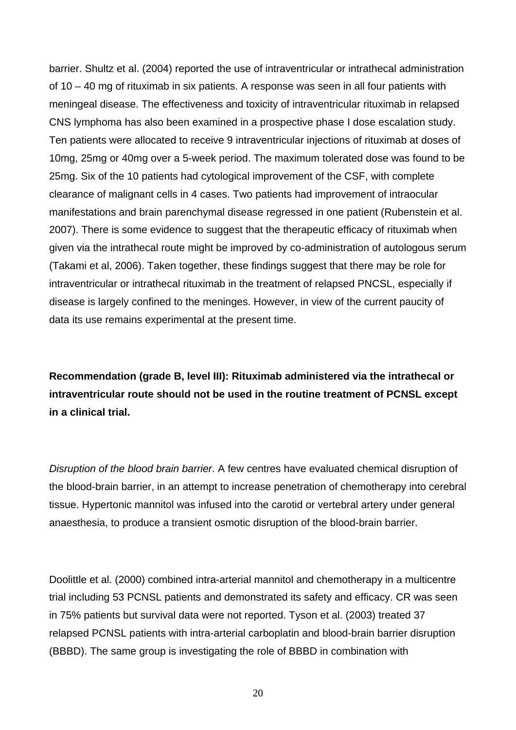barrier. Shultz et al. (2004) reported the use of intraventricular or intrathecal administration of 10 – 40 mg of rituximab in six patients. A response was seen in all four patients with meningeal disease. The effectiveness and toxicity of intraventricular rituximab in relapsed CNS lymphoma has also been examined in a prospective phase I dose escalation study. Ten patients were allocated to receive 9 intraventricular injections of rituximab at doses of 10mg, 25mg or 40mg over a 5-week period. The maximum tolerated dose was found to be 25mg. Six of the 10 patients had cytological improvement of the CSF, with complete clearance of malignant cells in 4 cases. Two patients had improvement of intraocular manifestations and brain parenchymal disease regressed in one patient (Rubenstein et al. 2007). There is some evidence to suggest that the therapeutic efficacy of rituximab when given via the intrathecal route might be improved by co-administration of autologous serum (Takami et al, 2006). Taken together, these findings suggest that there may be role for intraventricular or intrathecal rituximab in the treatment of relapsed PNCSL, especially if disease is largely confined to the meninges. However, in view of the current paucity of data its use remains experimental at the present time.

**Recommendation (grade B, level III): Rituximab administered via the intrathecal or intraventricular route should not be used in the routine treatment of PCNSL except in a clinical trial.**

*Disruption of the blood brain barrier*. A few centres have evaluated chemical disruption of the blood-brain barrier, in an attempt to increase penetration of chemotherapy into cerebral tissue. Hypertonic mannitol was infused into the carotid or vertebral artery under general anaesthesia, to produce a transient osmotic disruption of the blood-brain barrier.

Doolittle et al. (2000) combined intra-arterial mannitol and chemotherapy in a multicentre trial including 53 PCNSL patients and demonstrated its safety and efficacy. CR was seen in 75% patients but survival data were not reported. Tyson et al. (2003) treated 37 relapsed PCNSL patients with intra-arterial carboplatin and blood-brain barrier disruption (BBBD). The same group is investigating the role of BBBD in combination with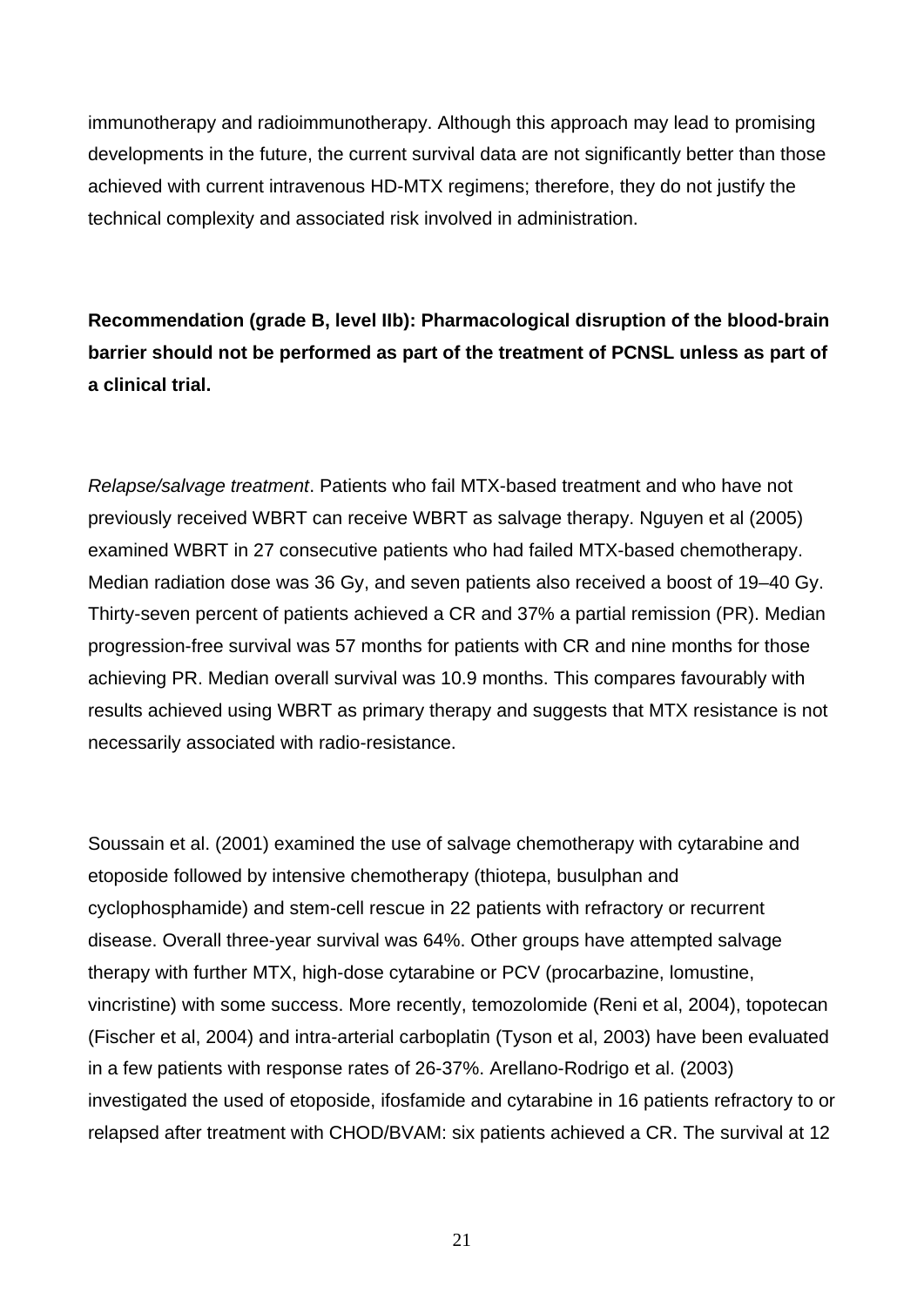immunotherapy and radioimmunotherapy. Although this approach may lead to promising developments in the future, the current survival data are not significantly better than those achieved with current intravenous HD-MTX regimens; therefore, they do not justify the technical complexity and associated risk involved in administration.

**Recommendation (grade B, level IIb): Pharmacological disruption of the blood-brain barrier should not be performed as part of the treatment of PCNSL unless as part of a clinical trial.**

*Relapse/salvage treatment*. Patients who fail MTX-based treatment and who have not previously received WBRT can receive WBRT as salvage therapy. Nguyen et al (2005) examined WBRT in 27 consecutive patients who had failed MTX-based chemotherapy. Median radiation dose was 36 Gy, and seven patients also received a boost of 19–40 Gy. Thirty-seven percent of patients achieved a CR and 37% a partial remission (PR). Median progression-free survival was 57 months for patients with CR and nine months for those achieving PR. Median overall survival was 10.9 months. This compares favourably with results achieved using WBRT as primary therapy and suggests that MTX resistance is not necessarily associated with radio-resistance.

Soussain et al. (2001) examined the use of salvage chemotherapy with cytarabine and etoposide followed by intensive chemotherapy (thiotepa, busulphan and cyclophosphamide) and stem-cell rescue in 22 patients with refractory or recurrent disease. Overall three-year survival was 64%. Other groups have attempted salvage therapy with further MTX, high-dose cytarabine or PCV (procarbazine, lomustine, vincristine) with some success. More recently, temozolomide (Reni et al, 2004), topotecan (Fischer et al, 2004) and intra-arterial carboplatin (Tyson et al, 2003) have been evaluated in a few patients with response rates of 26-37%. Arellano-Rodrigo et al. (2003) investigated the used of etoposide, ifosfamide and cytarabine in 16 patients refractory to or relapsed after treatment with CHOD/BVAM: six patients achieved a CR. The survival at 12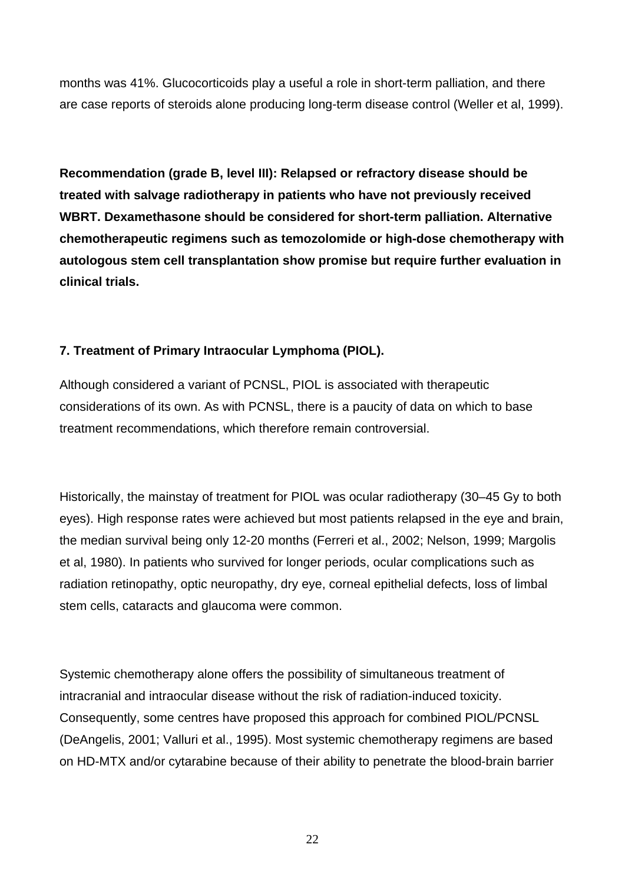months was 41%. Glucocorticoids play a useful a role in short-term palliation, and there are case reports of steroids alone producing long-term disease control (Weller et al, 1999).

**Recommendation (grade B, level III): Relapsed or refractory disease should be treated with salvage radiotherapy in patients who have not previously received WBRT. Dexamethasone should be considered for short-term palliation. Alternative chemotherapeutic regimens such as temozolomide or high-dose chemotherapy with autologous stem cell transplantation show promise but require further evaluation in clinical trials.**

## 7. Treatment of Primary Intraocular Lymphoma (PIOL).

Although considered a variant of PCNSL, PIOL is associated with therapeutic considerations of its own. As with PCNSL, there is a paucity of data on which to base treatment recommendations, which therefore remain controversial.

Historically, the mainstay of treatment for PIOL was ocular radiotherapy (30–45 Gy to both eyes). High response rates were achieved but most patients relapsed in the eye and brain, the median survival being only 12-20 months (Ferreri et al., 2002; Nelson, 1999; Margolis et al, 1980). In patients who survived for longer periods, ocular complications such as radiation retinopathy, optic neuropathy, dry eye, corneal epithelial defects, loss of limbal stem cells, cataracts and glaucoma were common.

Systemic chemotherapy alone offers the possibility of simultaneous treatment of intracranial and intraocular disease without the risk of radiation-induced toxicity. Consequently, some centres have proposed this approach for combined PIOL/PCNSL (DeAngelis, 2001; Valluri et al., 1995). Most systemic chemotherapy regimens are based on HD-MTX and/or cytarabine because of their ability to penetrate the blood-brain barrier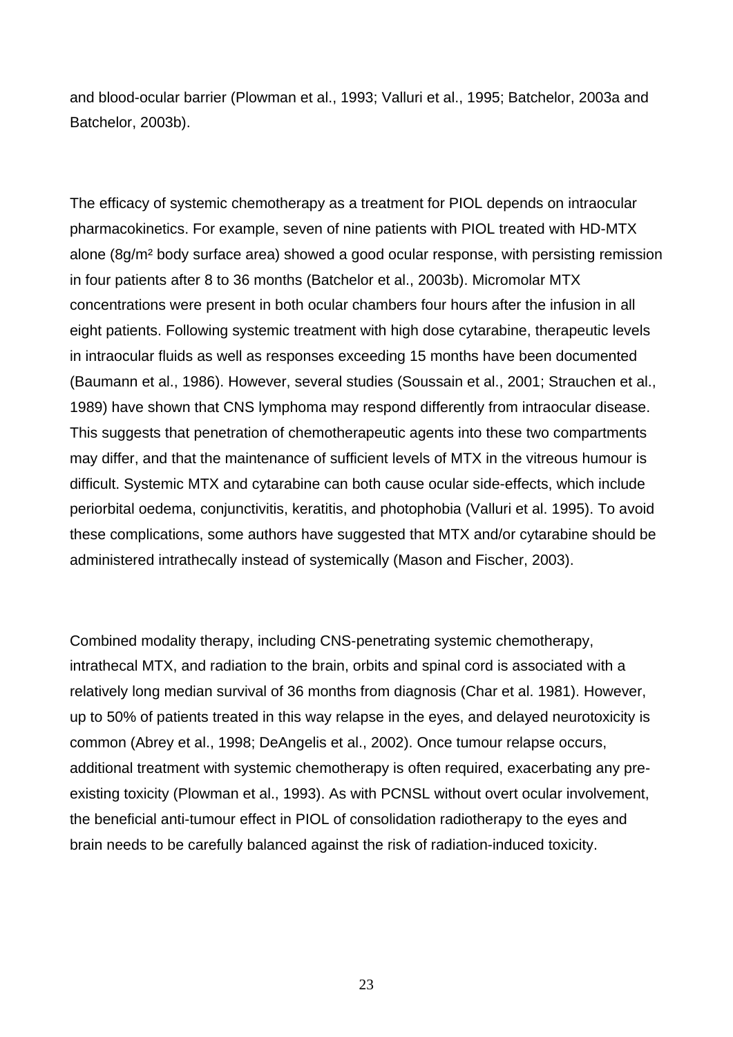and blood-ocular barrier (Plowman et al., 1993; Valluri et al., 1995; Batchelor, 2003a and Batchelor, 2003b).

The efficacy of systemic chemotherapy as a treatment for PIOL depends on intraocular pharmacokinetics. For example, seven of nine patients with PIOL treated with HD-MTX alone (8g/m² body surface area) showed a good ocular response, with persisting remission in four patients after 8 to 36 months (Batchelor et al., 2003b). Micromolar MTX concentrations were present in both ocular chambers four hours after the infusion in all eight patients. Following systemic treatment with high dose cytarabine, therapeutic levels in intraocular fluids as well as responses exceeding 15 months have been documented (Baumann et al., 1986). However, several studies (Soussain et al., 2001; Strauchen et al., 1989) have shown that CNS lymphoma may respond differently from intraocular disease. This suggests that penetration of chemotherapeutic agents into these two compartments may differ, and that the maintenance of sufficient levels of MTX in the vitreous humour is difficult. Systemic MTX and cytarabine can both cause ocular side-effects, which include periorbital oedema, conjunctivitis, keratitis, and photophobia (Valluri et al. 1995). To avoid these complications, some authors have suggested that MTX and/or cytarabine should be administered intrathecally instead of systemically (Mason and Fischer, 2003).

Combined modality therapy, including CNS-penetrating systemic chemotherapy, intrathecal MTX, and radiation to the brain, orbits and spinal cord is associated with a relatively long median survival of 36 months from diagnosis (Char et al. 1981). However, up to 50% of patients treated in this way relapse in the eyes, and delayed neurotoxicity is common (Abrey et al., 1998; DeAngelis et al., 2002). Once tumour relapse occurs, additional treatment with systemic chemotherapy is often required, exacerbating any pre-existing toxicity (Plowman et al., 1993). As with PCNSL without overt ocular involvement, the beneficial anti-tumour effect in PIOL of consolidation radiotherapy to the eyes and brain needs to be carefully balanced against the risk of radiation-induced toxicity.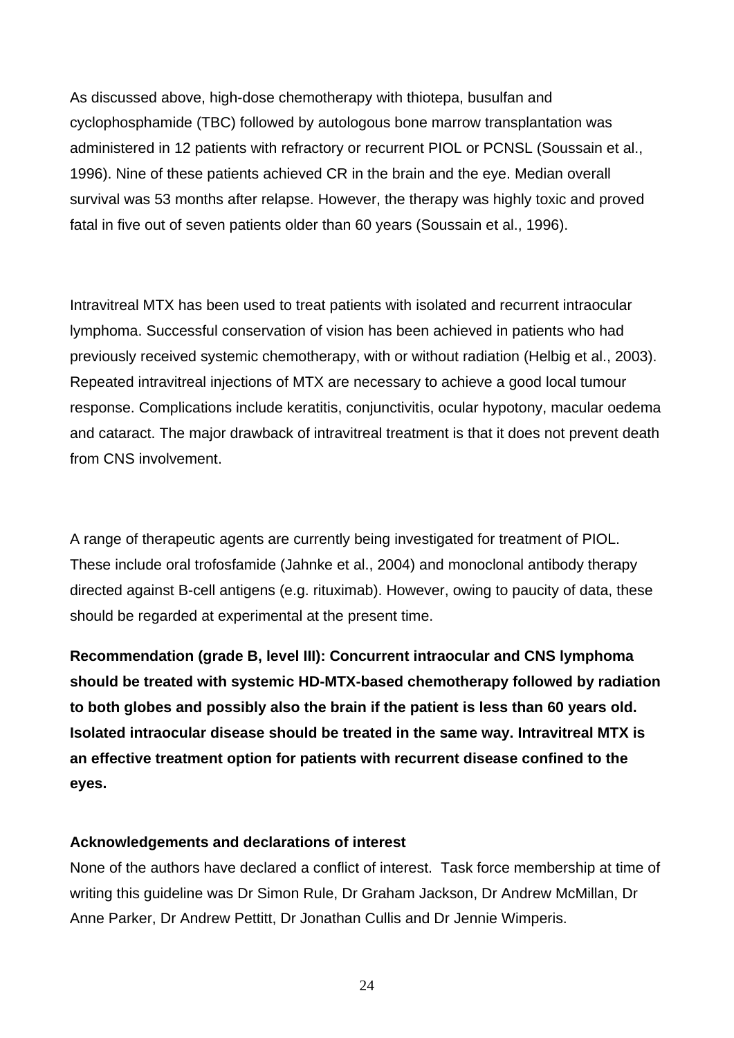As discussed above, high-dose chemotherapy with thiotepa, busulfan and cyclophosphamide (TBC) followed by autologous bone marrow transplantation was administered in 12 patients with refractory or recurrent PIOL or PCNSL (Soussain et al., 1996). Nine of these patients achieved CR in the brain and the eye. Median overall survival was 53 months after relapse. However, the therapy was highly toxic and proved fatal in five out of seven patients older than 60 years (Soussain et al., 1996).

Intravitreal MTX has been used to treat patients with isolated and recurrent intraocular lymphoma. Successful conservation of vision has been achieved in patients who had previously received systemic chemotherapy, with or without radiation (Helbig et al., 2003). Repeated intravitreal injections of MTX are necessary to achieve a good local tumour response. Complications include keratitis, conjunctivitis, ocular hypotony, macular oedema and cataract. The major drawback of intravitreal treatment is that it does not prevent death from CNS involvement.

A range of therapeutic agents are currently being investigated for treatment of PIOL. These include oral trofosfamide (Jahnke et al., 2004) and monoclonal antibody therapy directed against B-cell antigens (e.g. rituximab). However, owing to paucity of data, these should be regarded at experimental at the present time.

**Recommendation (grade B, level III): Concurrent intraocular and CNS lymphoma should be treated with systemic HD-MTX-based chemotherapy followed by radiation to both globes and possibly also the brain if the patient is less than 60 years old. Isolated intraocular disease should be treated in the same way. Intravitreal MTX is an effective treatment option for patients with recurrent disease confined to the eyes.**

**Acknowledgements and declarations of interest**

None of the authors have declared a conflict of interest. Task force membership at time of writing this guideline was Dr Simon Rule, Dr Graham Jackson, Dr Andrew McMillan, Dr Anne Parker, Dr Andrew Pettitt, Dr Jonathan Cullis and Dr Jennie Wimperis.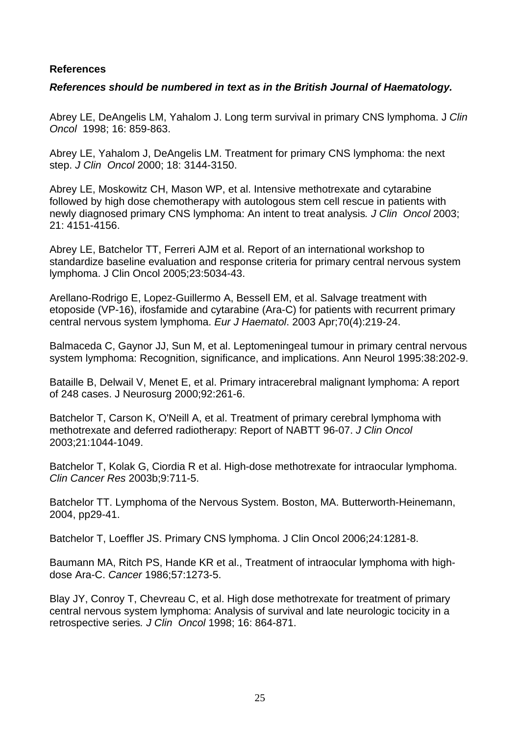**References**

***References should be numbered in text as in the British Journal of Haematology.***

Abrey LE, DeAngelis LM, Yahalom J. Long term survival in primary CNS lymphoma. J *Clin Oncol* 1998; 16: 859-863.

Abrey LE, Yahalom J, DeAngelis LM. Treatment for primary CNS lymphoma: the next step. *J Clin Oncol* 2000; 18: 3144-3150.

Abrey LE, Moskowitz CH, Mason WP, et al. Intensive methotrexate and cytarabine followed by high dose chemotherapy with autologous stem cell rescue in patients with newly diagnosed primary CNS lymphoma: An intent to treat analysis*. J Clin Oncol* 2003; 21: 4151-4156.

Abrey LE, Batchelor TT, Ferreri AJM et al. Report of an international workshop to standardize baseline evaluation and response criteria for primary central nervous system lymphoma. J Clin Oncol 2005;23:5034-43.

Arellano-Rodrigo E, Lopez-Guillermo A, Bessell EM, et al. Salvage treatment with etoposide (VP-16), ifosfamide and cytarabine (Ara-C) for patients with recurrent primary central nervous system lymphoma. *Eur J Haematol*. 2003 Apr;70(4):219-24.

Balmaceda C, Gaynor JJ, Sun M, et al. Leptomeningeal tumour in primary central nervous system lymphoma: Recognition, significance, and implications. Ann Neurol 1995:38:202-9.

Bataille B, Delwail V, Menet E, et al. Primary intracerebral malignant lymphoma: A report of 248 cases. J Neurosurg 2000;92:261-6.

Batchelor T, Carson K, O'Neill A, et al. Treatment of primary cerebral lymphoma with methotrexate and deferred radiotherapy: Report of NABTT 96-07. *J Clin Oncol* 2003;21:1044-1049.

Batchelor T, Kolak G, Ciordia R et al. High-dose methotrexate for intraocular lymphoma. *Clin Cancer Res* 2003b;9:711-5.

Batchelor TT. Lymphoma of the Nervous System. Boston, MA. Butterworth-Heinemann, 2004, pp29-41.

Batchelor T, Loeffler JS. Primary CNS lymphoma. J Clin Oncol 2006;24:1281-8.

Baumann MA, Ritch PS, Hande KR et al., Treatment of intraocular lymphoma with high-dose Ara-C. *Cancer* 1986;57:1273-5.

Blay JY, Conroy T, Chevreau C, et al. High dose methotrexate for treatment of primary central nervous system lymphoma: Analysis of survival and late neurologic tocicity in a retrospective series*. J Clin Oncol* 1998; 16: 864-871.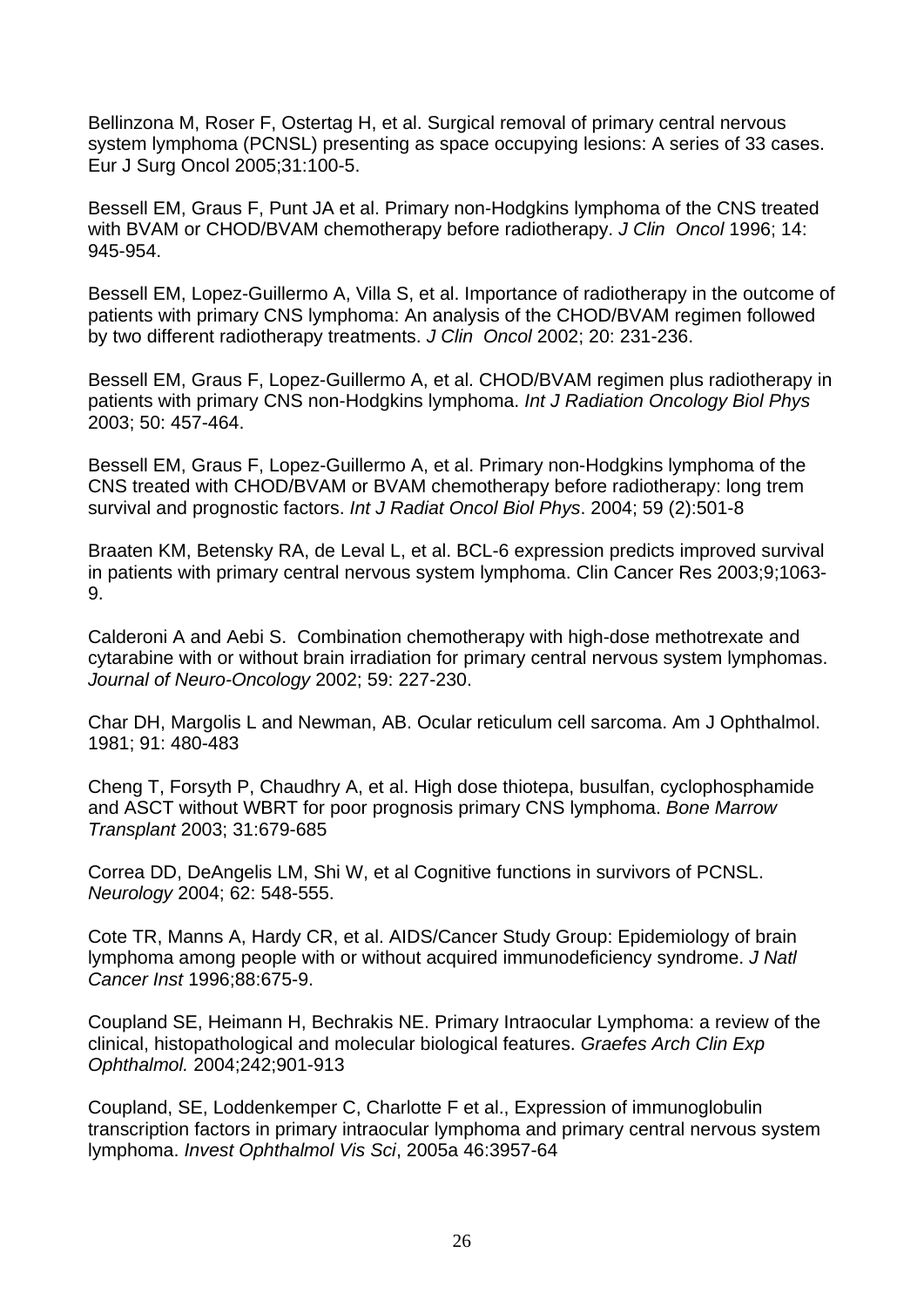Bellinzona M, Roser F, Ostertag H, et al. Surgical removal of primary central nervous system lymphoma (PCNSL) presenting as space occupying lesions: A series of 33 cases. Eur J Surg Oncol 2005;31:100-5.

Bessell EM, Graus F, Punt JA et al. Primary non-Hodgkins lymphoma of the CNS treated with BVAM or CHOD/BVAM chemotherapy before radiotherapy. *J Clin Oncol* 1996; 14: 945-954.

Bessell EM, Lopez-Guillermo A, Villa S, et al. Importance of radiotherapy in the outcome of patients with primary CNS lymphoma: An analysis of the CHOD/BVAM regimen followed by two different radiotherapy treatments. *J Clin Oncol* 2002; 20: 231-236.

Bessell EM, Graus F, Lopez-Guillermo A, et al. CHOD/BVAM regimen plus radiotherapy in patients with primary CNS non-Hodgkins lymphoma. *Int J Radiation Oncology Biol Phys* 2003; 50: 457-464.

Bessell EM, Graus F, Lopez-Guillermo A, et al. Primary non-Hodgkins lymphoma of the CNS treated with CHOD/BVAM or BVAM chemotherapy before radiotherapy: long trem survival and prognostic factors. *Int J Radiat Oncol Biol Phys*. 2004; 59 (2):501-8

Braaten KM, Betensky RA, de Leval L, et al. BCL-6 expression predicts improved survival in patients with primary central nervous system lymphoma. Clin Cancer Res 2003;9;1063-9.

Calderoni A and Aebi S. Combination chemotherapy with high-dose methotrexate and cytarabine with or without brain irradiation for primary central nervous system lymphomas. *Journal of Neuro-Oncology* 2002; 59: 227-230.

Char DH, Margolis L and Newman, AB. Ocular reticulum cell sarcoma. Am J Ophthalmol. 1981; 91: 480-483

Cheng T, Forsyth P, Chaudhry A, et al. High dose thiotepa, busulfan, cyclophosphamide and ASCT without WBRT for poor prognosis primary CNS lymphoma. *Bone Marrow Transplant* 2003; 31:679-685

Correa DD, DeAngelis LM, Shi W, et al Cognitive functions in survivors of PCNSL. *Neurology* 2004; 62: 548-555.

Cote TR, Manns A, Hardy CR, et al. AIDS/Cancer Study Group: Epidemiology of brain lymphoma among people with or without acquired immunodeficiency syndrome. *J Natl Cancer Inst* 1996;88:675-9.

Coupland SE, Heimann H, Bechrakis NE. Primary Intraocular Lymphoma: a review of the clinical, histopathological and molecular biological features. *Graefes Arch Clin Exp Ophthalmol.* 2004;242;901-913

Coupland, SE, Loddenkemper C, Charlotte F et al., Expression of immunoglobulin transcription factors in primary intraocular lymphoma and primary central nervous system lymphoma. *Invest Ophthalmol Vis Sci*, 2005a 46:3957-64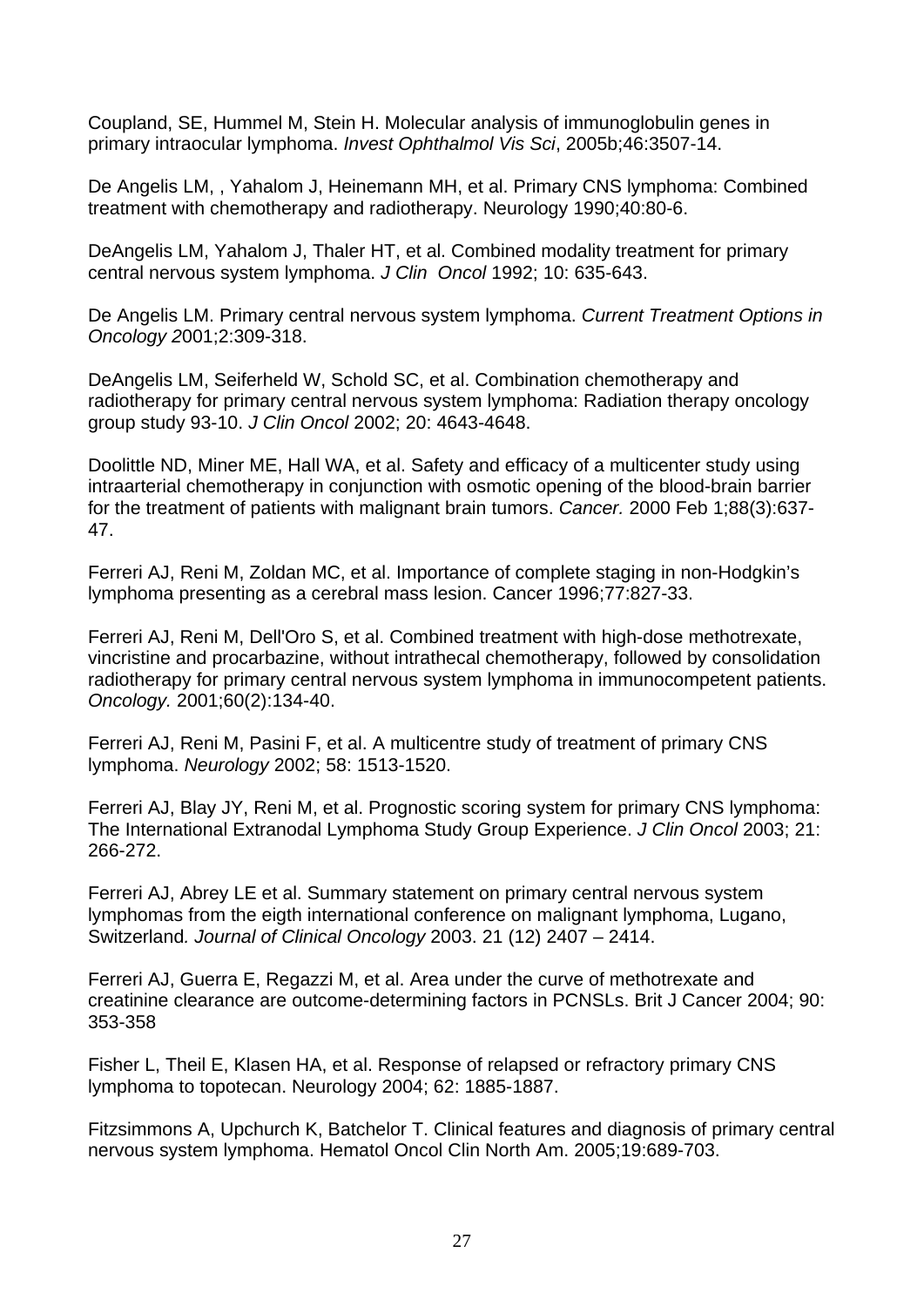Coupland, SE, Hummel M, Stein H. Molecular analysis of immunoglobulin genes in primary intraocular lymphoma. *Invest Ophthalmol Vis Sci*, 2005b;46:3507-14.

De Angelis LM, , Yahalom J, Heinemann MH, et al. Primary CNS lymphoma: Combined treatment with chemotherapy and radiotherapy. Neurology 1990;40:80-6.

DeAngelis LM, Yahalom J, Thaler HT, et al. Combined modality treatment for primary central nervous system lymphoma. *J Clin  Oncol* 1992; 10: 635-643.

De Angelis LM. Primary central nervous system lymphoma. *Current Treatment Options in Oncology 2*001;2:309-318.

DeAngelis LM, Seiferheld W, Schold SC, et al. Combination chemotherapy and radiotherapy for primary central nervous system lymphoma: Radiation therapy oncology group study 93-10. *J Clin Oncol* 2002; 20: 4643-4648.

Doolittle ND, Miner ME, Hall WA, et al. Safety and efficacy of a multicenter study using intraarterial chemotherapy in conjunction with osmotic opening of the blood-brain barrier for the treatment of patients with malignant brain tumors. *Cancer.* 2000 Feb 1;88(3):637-47.

Ferreri AJ, Reni M, Zoldan MC, et al. Importance of complete staging in non-Hodgkin's lymphoma presenting as a cerebral mass lesion. Cancer 1996;77:827-33.

Ferreri AJ, Reni M, Dell'Oro S, et al. Combined treatment with high-dose methotrexate, vincristine and procarbazine, without intrathecal chemotherapy, followed by consolidation radiotherapy for primary central nervous system lymphoma in immunocompetent patients. *Oncology.* 2001;60(2):134-40.

Ferreri AJ, Reni M, Pasini F, et al. A multicentre study of treatment of primary CNS lymphoma. *Neurology* 2002; 58: 1513-1520.

Ferreri AJ, Blay JY, Reni M, et al. Prognostic scoring system for primary CNS lymphoma: The International Extranodal Lymphoma Study Group Experience. *J Clin Oncol* 2003; 21: 266-272.

Ferreri AJ, Abrey LE et al. Summary statement on primary central nervous system lymphomas from the eigth international conference on malignant lymphoma, Lugano, Switzerland*. Journal of Clinical Oncology* 2003. 21 (12) 2407 – 2414.

Ferreri AJ, Guerra E, Regazzi M, et al. Area under the curve of methotrexate and creatinine clearance are outcome-determining factors in PCNSLs. Brit J Cancer 2004; 90: 353-358

Fisher L, Theil E, Klasen HA, et al. Response of relapsed or refractory primary CNS lymphoma to topotecan. Neurology 2004; 62: 1885-1887.

Fitzsimmons A, Upchurch K, Batchelor T. Clinical features and diagnosis of primary central nervous system lymphoma. Hematol Oncol Clin North Am. 2005;19:689-703.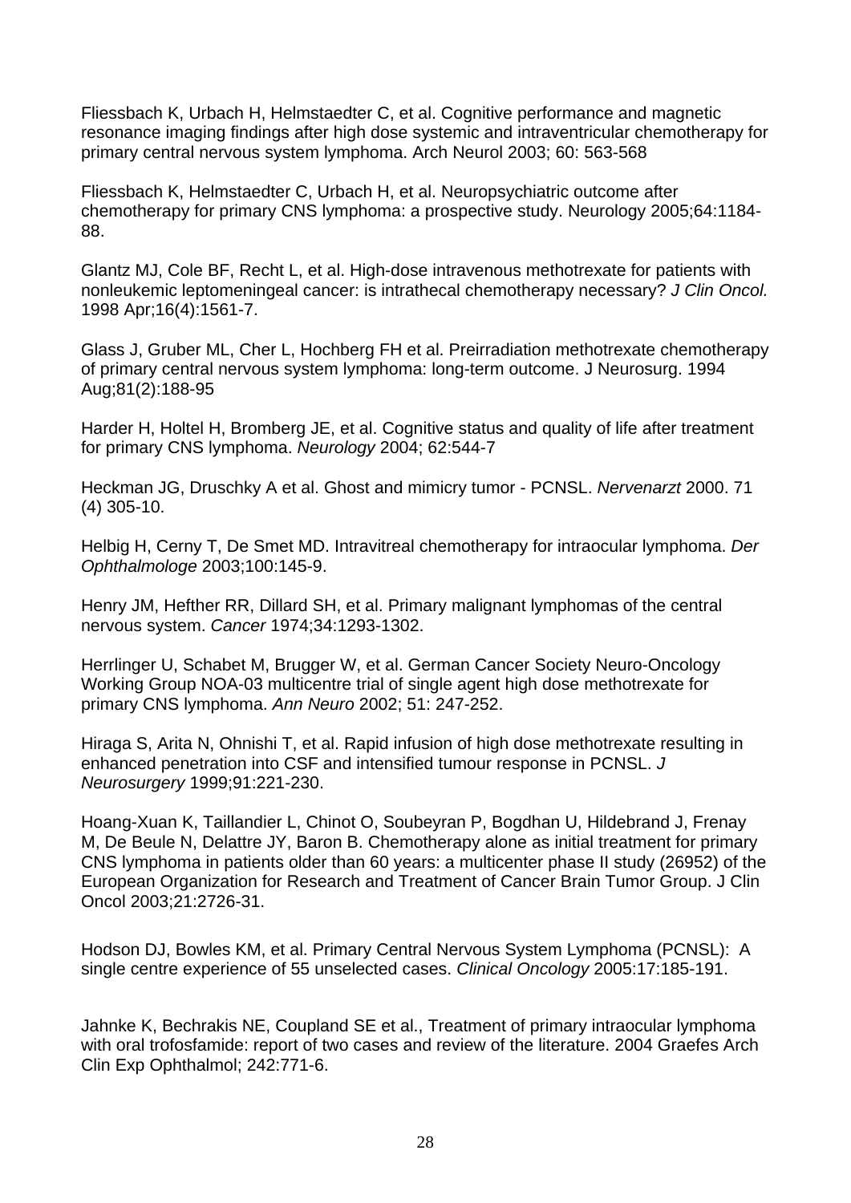Fliessbach K, Urbach H, Helmstaedter C, et al. Cognitive performance and magnetic resonance imaging findings after high dose systemic and intraventricular chemotherapy for primary central nervous system lymphoma. Arch Neurol 2003; 60: 563-568

Fliessbach K, Helmstaedter C, Urbach H, et al. Neuropsychiatric outcome after chemotherapy for primary CNS lymphoma: a prospective study. Neurology 2005;64:1184-88.

Glantz MJ, Cole BF, Recht L, et al. High-dose intravenous methotrexate for patients with nonleukemic leptomeningeal cancer: is intrathecal chemotherapy necessary? *J Clin Oncol.* 1998 Apr;16(4):1561-7.

Glass J, Gruber ML, Cher L, Hochberg FH et al. Preirradiation methotrexate chemotherapy of primary central nervous system lymphoma: long-term outcome. J Neurosurg. 1994 Aug;81(2):188-95

Harder H, Holtel H, Bromberg JE, et al. Cognitive status and quality of life after treatment for primary CNS lymphoma. *Neurology* 2004; 62:544-7

Heckman JG, Druschky A et al. Ghost and mimicry tumor - PCNSL. *Nervenarzt* 2000. 71 (4) 305-10.

Helbig H, Cerny T, De Smet MD. Intravitreal chemotherapy for intraocular lymphoma. *Der Ophthalmologe* 2003;100:145-9.

Henry JM, Hefther RR, Dillard SH, et al. Primary malignant lymphomas of the central nervous system. *Cancer* 1974;34:1293-1302.

Herrlinger U, Schabet M, Brugger W, et al. German Cancer Society Neuro-Oncology Working Group NOA-03 multicentre trial of single agent high dose methotrexate for primary CNS lymphoma. *Ann Neuro* 2002; 51: 247-252.

Hiraga S, Arita N, Ohnishi T, et al. Rapid infusion of high dose methotrexate resulting in enhanced penetration into CSF and intensified tumour response in PCNSL. *J Neurosurgery* 1999;91:221-230.

Hoang-Xuan K, Taillandier L, Chinot O, Soubeyran P, Bogdhan U, Hildebrand J, Frenay M, De Beule N, Delattre JY, Baron B. Chemotherapy alone as initial treatment for primary CNS lymphoma in patients older than 60 years: a multicenter phase II study (26952) of the European Organization for Research and Treatment of Cancer Brain Tumor Group. J Clin Oncol 2003;21:2726-31.

Hodson DJ, Bowles KM, et al. Primary Central Nervous System Lymphoma (PCNSL): A single centre experience of 55 unselected cases. *Clinical Oncology* 2005:17:185-191.

Jahnke K, Bechrakis NE, Coupland SE et al., Treatment of primary intraocular lymphoma with oral trofosfamide: report of two cases and review of the literature. 2004 Graefes Arch Clin Exp Ophthalmol; 242:771-6.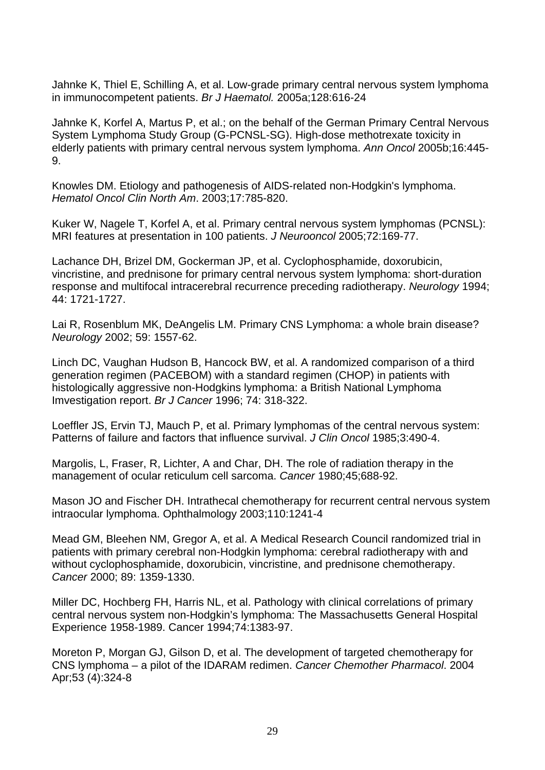Jahnke K, Thiel E, Schilling A, et al. Low-grade primary central nervous system lymphoma in immunocompetent patients. *Br J Haematol.* 2005a;128:616-24

Jahnke K, Korfel A, Martus P, et al.; on the behalf of the German Primary Central Nervous System Lymphoma Study Group (G-PCNSL-SG). High-dose methotrexate toxicity in elderly patients with primary central nervous system lymphoma. *Ann Oncol* 2005b;16:445-9.

Knowles DM. Etiology and pathogenesis of AIDS-related non-Hodgkin's lymphoma. *Hematol Oncol Clin North Am*. 2003;17:785-820.

Kuker W, Nagele T, Korfel A, et al. Primary central nervous system lymphomas (PCNSL): MRI features at presentation in 100 patients. *J Neurooncol* 2005;72:169-77.

Lachance DH, Brizel DM, Gockerman JP, et al. Cyclophosphamide, doxorubicin, vincristine, and prednisone for primary central nervous system lymphoma: short-duration response and multifocal intracerebral recurrence preceding radiotherapy. *Neurology* 1994; 44: 1721-1727.

Lai R, Rosenblum MK, DeAngelis LM. Primary CNS Lymphoma: a whole brain disease? *Neurology* 2002; 59: 1557-62.

Linch DC, Vaughan Hudson B, Hancock BW, et al. A randomized comparison of a third generation regimen (PACEBOM) with a standard regimen (CHOP) in patients with histologically aggressive non-Hodgkins lymphoma: a British National Lymphoma Imvestigation report. *Br J Cancer* 1996; 74: 318-322.

Loeffler JS, Ervin TJ, Mauch P, et al. Primary lymphomas of the central nervous system: Patterns of failure and factors that influence survival. *J Clin Oncol* 1985;3:490-4.

Margolis, L, Fraser, R, Lichter, A and Char, DH. The role of radiation therapy in the management of ocular reticulum cell sarcoma. *Cancer* 1980;45;688-92.

Mason JO and Fischer DH. Intrathecal chemotherapy for recurrent central nervous system intraocular lymphoma. Ophthalmology 2003;110:1241-4

Mead GM, Bleehen NM, Gregor A, et al. A Medical Research Council randomized trial in patients with primary cerebral non-Hodgkin lymphoma: cerebral radiotherapy with and without cyclophosphamide, doxorubicin, vincristine, and prednisone chemotherapy. *Cancer* 2000; 89: 1359-1330.

Miller DC, Hochberg FH, Harris NL, et al. Pathology with clinical correlations of primary central nervous system non-Hodgkin's lymphoma: The Massachusetts General Hospital Experience 1958-1989. Cancer 1994;74:1383-97.

Moreton P, Morgan GJ, Gilson D, et al. The development of targeted chemotherapy for CNS lymphoma – a pilot of the IDARAM redimen. *Cancer Chemother Pharmacol*. 2004 Apr;53 (4):324-8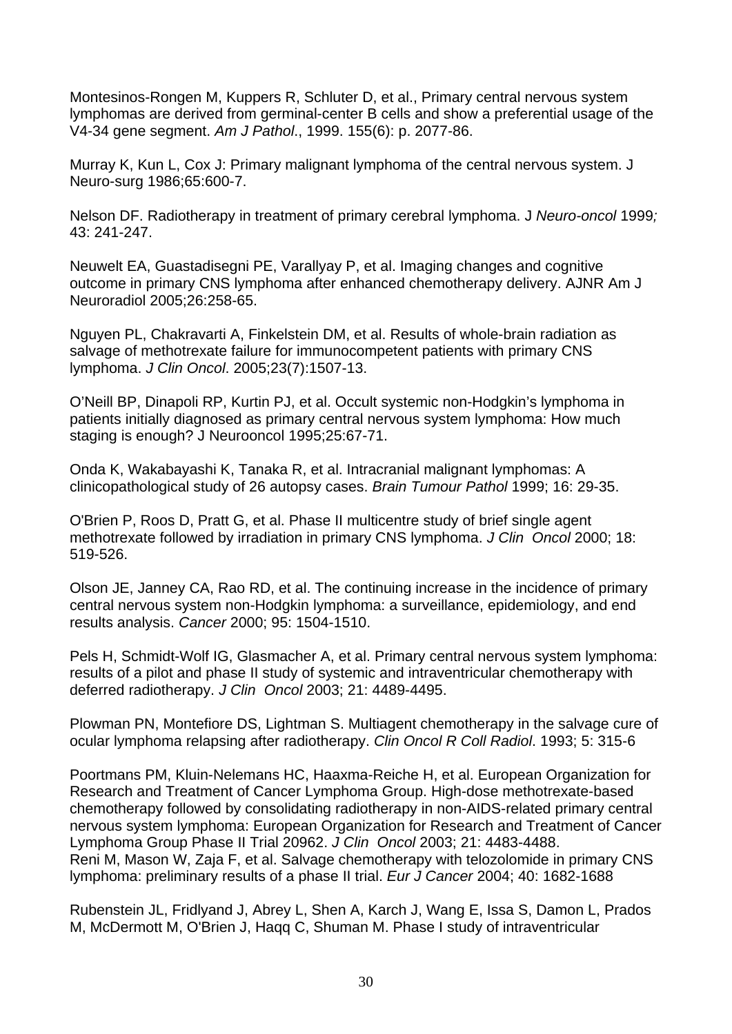Montesinos-Rongen M, Kuppers R, Schluter D, et al., Primary central nervous system lymphomas are derived from germinal-center B cells and show a preferential usage of the V4-34 gene segment. *Am J Pathol*., 1999. 155(6): p. 2077-86.

Murray K, Kun L, Cox J: Primary malignant lymphoma of the central nervous system. J Neuro-surg 1986;65:600-7.

Nelson DF. Radiotherapy in treatment of primary cerebral lymphoma. J *Neuro-oncol* 1999*;* 43: 241-247.

Neuwelt EA, Guastadisegni PE, Varallyay P, et al. Imaging changes and cognitive outcome in primary CNS lymphoma after enhanced chemotherapy delivery. AJNR Am J Neuroradiol 2005;26:258-65.

Nguyen PL, Chakravarti A, Finkelstein DM, et al. Results of whole-brain radiation as salvage of methotrexate failure for immunocompetent patients with primary CNS lymphoma. *J Clin Oncol*. 2005;23(7):1507-13.

O'Neill BP, Dinapoli RP, Kurtin PJ, et al. Occult systemic non-Hodgkin's lymphoma in patients initially diagnosed as primary central nervous system lymphoma: How much staging is enough? J Neurooncol 1995;25:67-71.

Onda K, Wakabayashi K, Tanaka R, et al. Intracranial malignant lymphomas: A clinicopathological study of 26 autopsy cases. *Brain Tumour Pathol* 1999; 16: 29-35.

O'Brien P, Roos D, Pratt G, et al. Phase II multicentre study of brief single agent methotrexate followed by irradiation in primary CNS lymphoma. *J Clin Oncol* 2000; 18: 519-526.

Olson JE, Janney CA, Rao RD, et al. The continuing increase in the incidence of primary central nervous system non-Hodgkin lymphoma: a surveillance, epidemiology, and end results analysis. *Cancer* 2000; 95: 1504-1510.

Pels H, Schmidt-Wolf IG, Glasmacher A, et al. Primary central nervous system lymphoma: results of a pilot and phase II study of systemic and intraventricular chemotherapy with deferred radiotherapy. *J Clin Oncol* 2003; 21: 4489-4495.

Plowman PN, Montefiore DS, Lightman S. Multiagent chemotherapy in the salvage cure of ocular lymphoma relapsing after radiotherapy. *Clin Oncol R Coll Radiol*. 1993; 5: 315-6

Poortmans PM, Kluin-Nelemans HC, Haaxma-Reiche H, et al. European Organization for Research and Treatment of Cancer Lymphoma Group. High-dose methotrexate-based chemotherapy followed by consolidating radiotherapy in non-AIDS-related primary central nervous system lymphoma: European Organization for Research and Treatment of Cancer Lymphoma Group Phase II Trial 20962. *J Clin Oncol* 2003; 21: 4483-4488.
Reni M, Mason W, Zaja F, et al. Salvage chemotherapy with telozolomide in primary CNS lymphoma: preliminary results of a phase II trial. *Eur J Cancer* 2004; 40: 1682-1688

Rubenstein JL, Fridlyand J, Abrey L, Shen A, Karch J, Wang E, Issa S, Damon L, Prados M, McDermott M, O'Brien J, Haqq C, Shuman M. Phase I study of intraventricular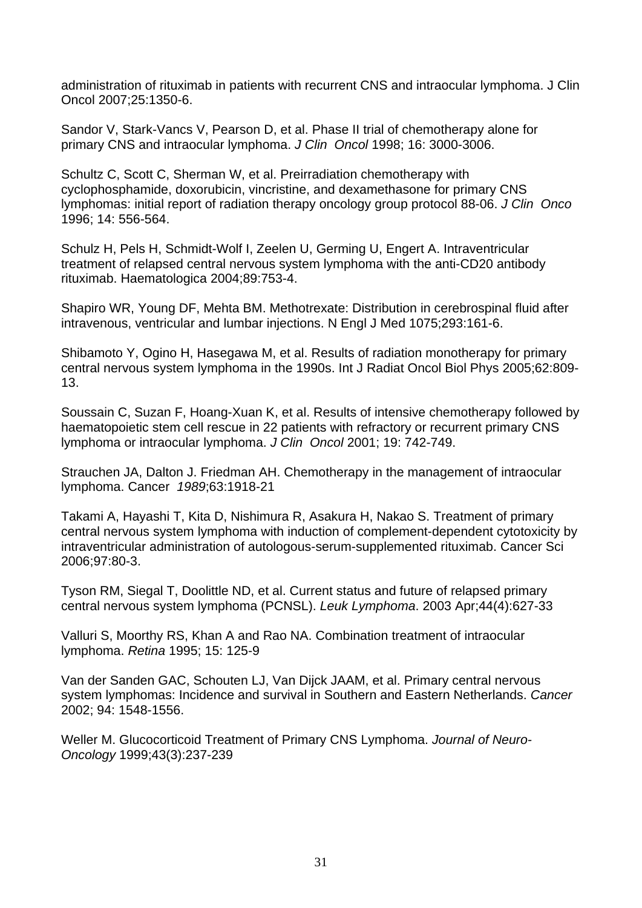administration of rituximab in patients with recurrent CNS and intraocular lymphoma. J Clin Oncol 2007;25:1350-6.

Sandor V, Stark-Vancs V, Pearson D, et al. Phase II trial of chemotherapy alone for primary CNS and intraocular lymphoma. *J Clin Oncol* 1998; 16: 3000-3006.

Schultz C, Scott C, Sherman W, et al. Preirradiation chemotherapy with cyclophosphamide, doxorubicin, vincristine, and dexamethasone for primary CNS lymphomas: initial report of radiation therapy oncology group protocol 88-06. *J Clin Onco* 1996; 14: 556-564.

Schulz H, Pels H, Schmidt-Wolf I, Zeelen U, Germing U, Engert A. Intraventricular treatment of relapsed central nervous system lymphoma with the anti-CD20 antibody rituximab. Haematologica 2004;89:753-4.

Shapiro WR, Young DF, Mehta BM. Methotrexate: Distribution in cerebrospinal fluid after intravenous, ventricular and lumbar injections. N Engl J Med 1075;293:161-6.

Shibamoto Y, Ogino H, Hasegawa M, et al. Results of radiation monotherapy for primary central nervous system lymphoma in the 1990s. Int J Radiat Oncol Biol Phys 2005;62:809-13.

Soussain C, Suzan F, Hoang-Xuan K, et al. Results of intensive chemotherapy followed by haematopoietic stem cell rescue in 22 patients with refractory or recurrent primary CNS lymphoma or intraocular lymphoma. *J Clin Oncol* 2001; 19: 742-749.

Strauchen JA, Dalton J. Friedman AH. Chemotherapy in the management of intraocular lymphoma. Cancer *1989*;63:1918-21

Takami A, Hayashi T, Kita D, Nishimura R, Asakura H, Nakao S. Treatment of primary central nervous system lymphoma with induction of complement-dependent cytotoxicity by intraventricular administration of autologous-serum-supplemented rituximab. Cancer Sci 2006;97:80-3.

Tyson RM, Siegal T, Doolittle ND, et al. Current status and future of relapsed primary central nervous system lymphoma (PCNSL). *Leuk Lymphoma*. 2003 Apr;44(4):627-33

Valluri S, Moorthy RS, Khan A and Rao NA. Combination treatment of intraocular lymphoma. *Retina* 1995; 15: 125-9

Van der Sanden GAC, Schouten LJ, Van Dijck JAAM, et al. Primary central nervous system lymphomas: Incidence and survival in Southern and Eastern Netherlands. *Cancer* 2002; 94: 1548-1556.

Weller M. Glucocorticoid Treatment of Primary CNS Lymphoma. *Journal of Neuro-Oncology* 1999;43(3):237-239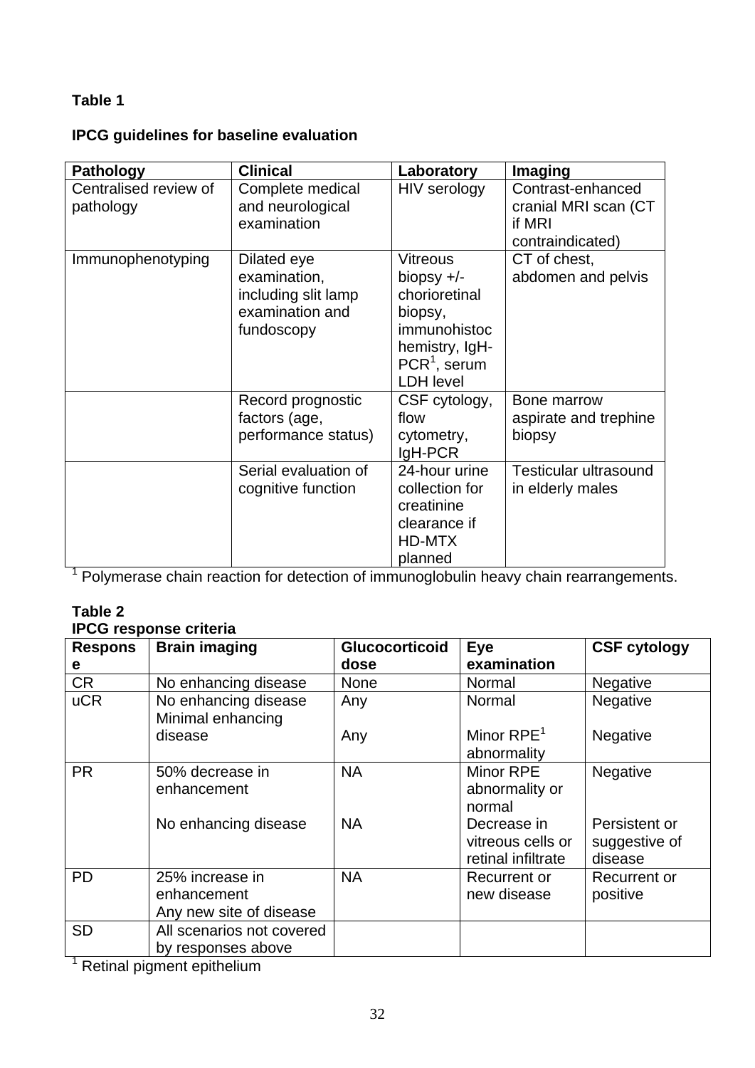**Table 1**

**IPCG guidelines for baseline evaluation**

| Pathology | Clinical | Laboratory | Imaging |
|---|---|---|---|
| Centralised review of pathology | Complete medical and neurological examination | HIV serology | Contrast-enhanced cranial MRI scan (CT if MRI contraindicated) |
| Immunophenotyping | Dilated eye examination, including slit lamp examination and fundoscopy | Vitreous biopsy +/- chorioretinal biopsy, immunohistochemistry, IgH-PCR[1], serum LDH level | CT of chest, abdomen and pelvis |
| | Record prognostic factors (age, performance status) | CSF cytology, flow cytometry, IgH-PCR | Bone marrow aspirate and trephine biopsy |
| | Serial evaluation of cognitive function | 24-hour urine collection for creatinine clearance if HD-MTX planned | Testicular ultrasound in elderly males |

[1] Polymerase chain reaction for detection of immunoglobulin heavy chain rearrangements.

**Table 2**

**IPCG response criteria**

| Response | Brain imaging | Glucocorticoid dose | Eye examination | CSF cytology |
|---|---|---|---|---|
| CR | No enhancing disease | None | Normal | Negative |
| uCR | No enhancing disease | Any | Normal | Negative |
| | Minimal enhancing disease | Any | Minor RPE[1] abnormality | Negative |
| PR | 50% decrease in enhancement | NA | Minor RPE abnormality or normal | Negative |
| | No enhancing disease | NA | Decrease in vitreous cells or retinal infiltrate | Persistent or suggestive of disease |
| PD | 25% increase in enhancement<br>Any new site of disease | NA | Recurrent or new disease | Recurrent or positive |
| SD | All scenarios not covered by responses above | | | |

[1] Retinal pigment epithelium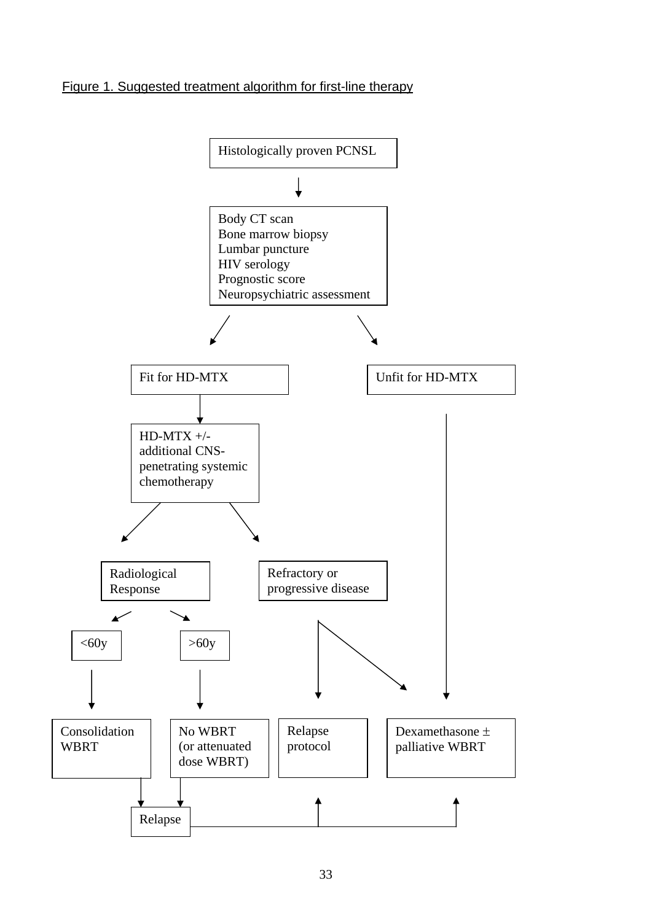Figure 1. Suggested treatment algorithm for first-line therapy

Histologically proven PCNSL

Body CT scan
Bone marrow biopsy
Lumbar puncture
HIV serology
Prognostic score
Neuropsychiatric assessment

Fit for HD-MTX

Unfit for HD-MTX

HD-MTX +/- additional CNS-penetrating systemic chemotherapy

Radiological Response

Refractory or progressive disease

<60y

>60y

Consolidation WBRT

No WBRT (or attenuated dose WBRT)

Relapse protocol

Dexamethasone ± palliative WBRT

Relapse